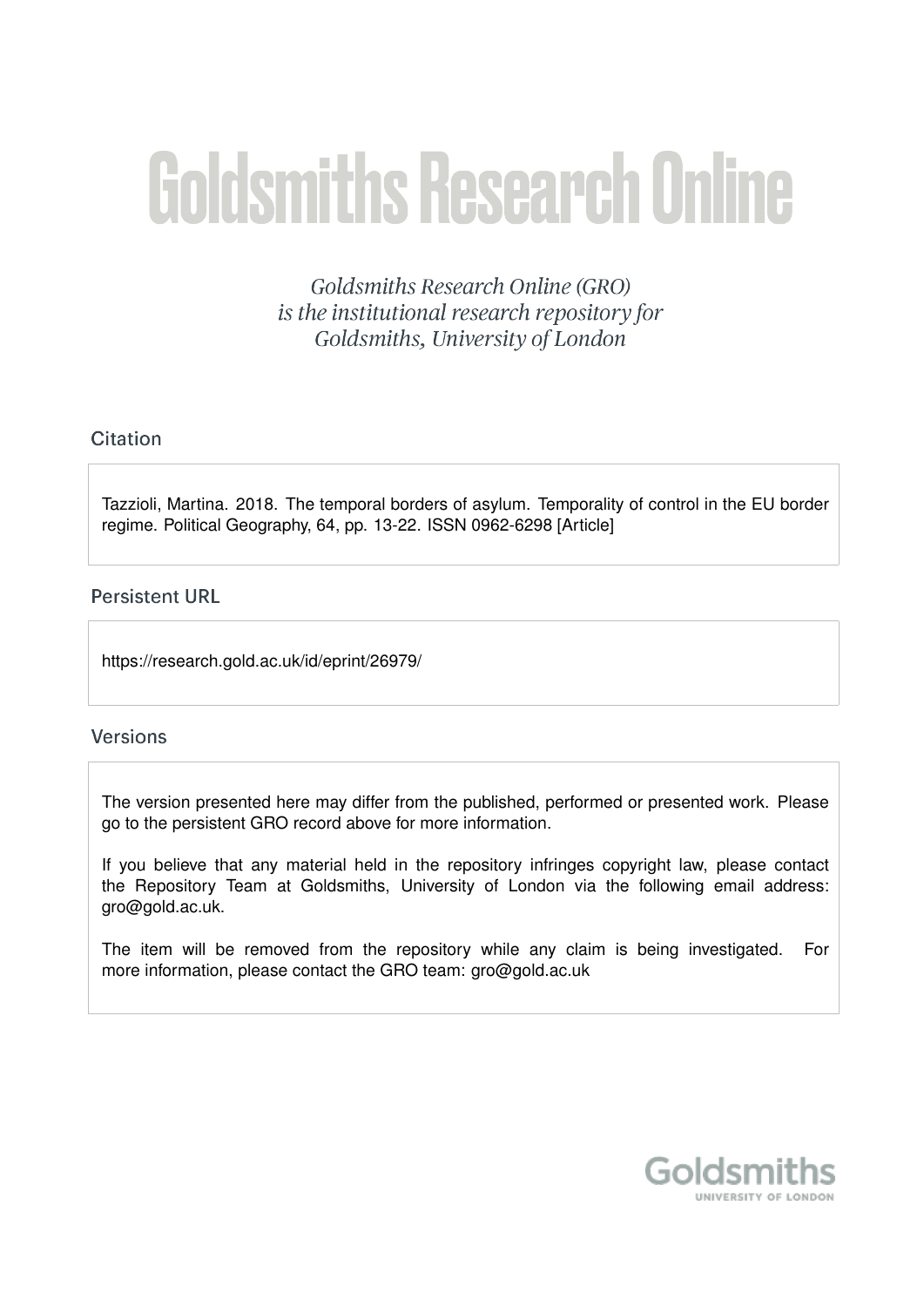# Goldsmiths Research Online

*Goldsmiths Research Online (GRO) is the institutional research repository for Goldsmiths, University of London*

## Citation

Tazzioli, Martina. 2018. The temporal borders of asylum. Temporality of control in the EU border regime. Political Geography, 64, pp. 13-22. ISSN 0962-6298 [Article]

## Persistent URL

https://research.gold.ac.uk/id/eprint/26979/

## Versions

The version presented here may differ from the published, performed or presented work. Please go to the persistent GRO record above for more information.

If you believe that any material held in the repository infringes copyright law, please contact the Repository Team at Goldsmiths, University of London via the following email address: gro@gold.ac.uk.

The item will be removed from the repository while any claim is being investigated. For more information, please contact the GRO team: gro@gold.ac.uk

Goldsmiths
UNIVERSITY OF LONDON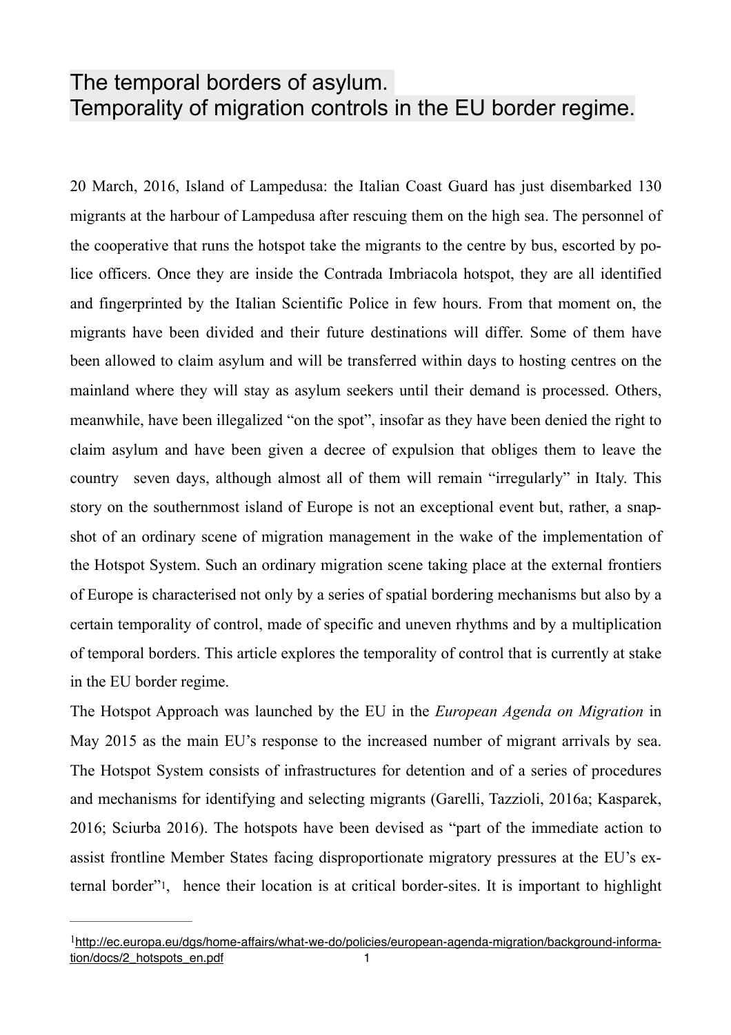# The temporal borders of asylum.
# Temporality of migration controls in the EU border regime.

20 March, 2016, Island of Lampedusa: the Italian Coast Guard has just disembarked 130 migrants at the harbour of Lampedusa after rescuing them on the high sea. The personnel of the cooperative that runs the hotspot take the migrants to the centre by bus, escorted by police officers. Once they are inside the Contrada Imbriacola hotspot, they are all identified and fingerprinted by the Italian Scientific Police in few hours. From that moment on, the migrants have been divided and their future destinations will differ. Some of them have been allowed to claim asylum and will be transferred within days to hosting centres on the mainland where they will stay as asylum seekers until their demand is processed. Others, meanwhile, have been illegalized "on the spot", insofar as they have been denied the right to claim asylum and have been given a decree of expulsion that obliges them to leave the country  seven days, although almost all of them will remain "irregularly" in Italy. This story on the southernmost island of Europe is not an exceptional event but, rather, a snapshot of an ordinary scene of migration management in the wake of the implementation of the Hotspot System. Such an ordinary migration scene taking place at the external frontiers of Europe is characterised not only by a series of spatial bordering mechanisms but also by a certain temporality of control, made of specific and uneven rhythms and by a multiplication of temporal borders. This article explores the temporality of control that is currently at stake in the EU border regime.

The Hotspot Approach was launched by the EU in the *European Agenda on Migration* in May 2015 as the main EU's response to the increased number of migrant arrivals by sea. The Hotspot System consists of infrastructures for detention and of a series of procedures and mechanisms for identifying and selecting migrants (Garelli, Tazzioli, 2016a; Kasparek, 2016; Sciurba 2016). The hotspots have been devised as "part of the immediate action to assist frontline Member States facing disproportionate migratory pressures at the EU's external border"[1], hence their location is at critical border-sites. It is important to highlight

---

[1] http://ec.europa.eu/dgs/home-affairs/what-we-do/policies/european-agenda-migration/background-information/docs/2_hotspots_en.pdf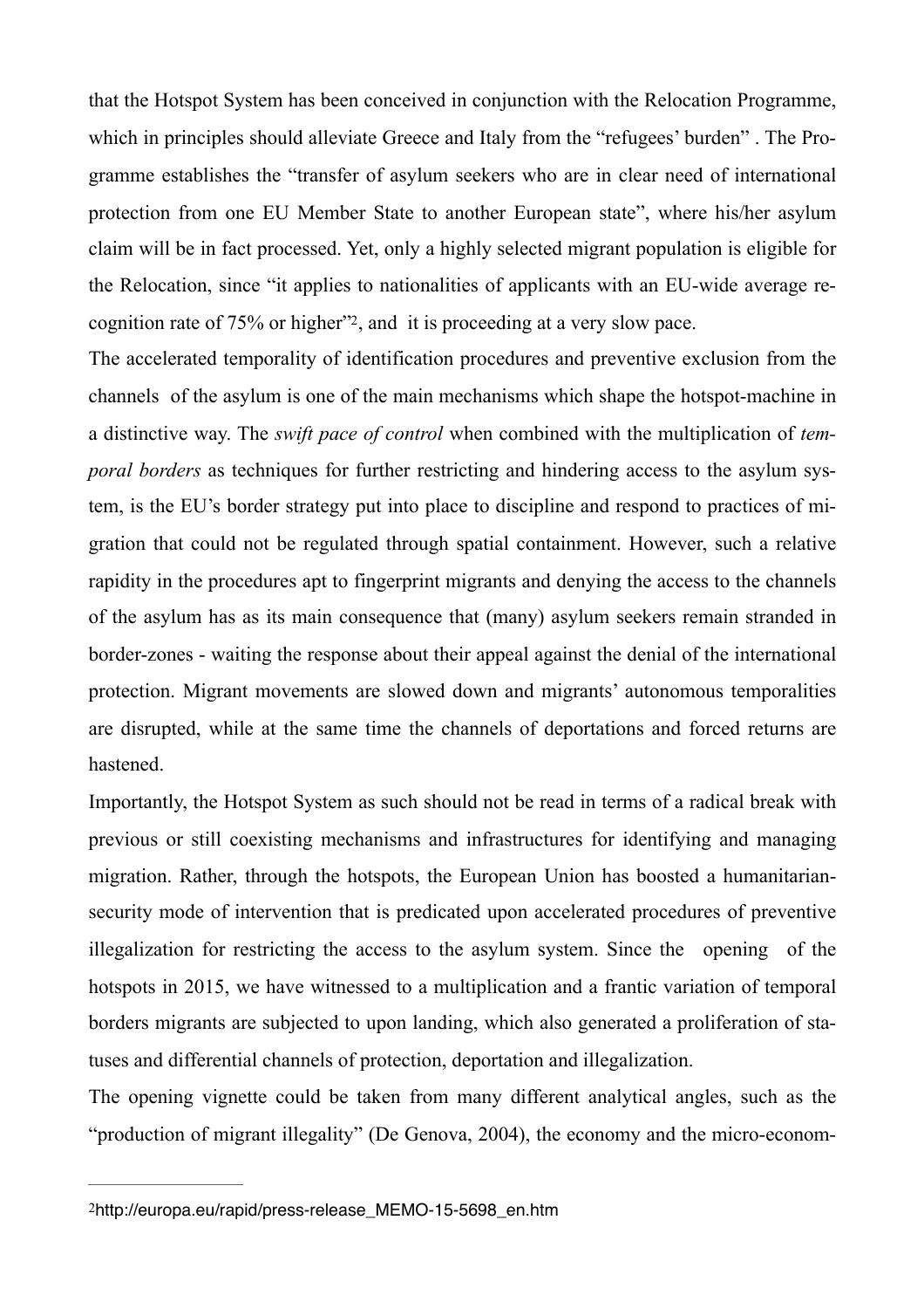that the Hotspot System has been conceived in conjunction with the Relocation Programme, which in principles should alleviate Greece and Italy from the "refugees' burden" . The Programme establishes the "transfer of asylum seekers who are in clear need of international protection from one EU Member State to another European state", where his/her asylum claim will be in fact processed. Yet, only a highly selected migrant population is eligible for the Relocation, since "it applies to nationalities of applicants with an EU-wide average recognition rate of 75% or higher"[2], and it is proceeding at a very slow pace.

The accelerated temporality of identification procedures and preventive exclusion from the channels of the asylum is one of the main mechanisms which shape the hotspot-machine in a distinctive way. The *swift pace of control* when combined with the multiplication of *temporal borders* as techniques for further restricting and hindering access to the asylum system, is the EU's border strategy put into place to discipline and respond to practices of migration that could not be regulated through spatial containment. However, such a relative rapidity in the procedures apt to fingerprint migrants and denying the access to the channels of the asylum has as its main consequence that (many) asylum seekers remain stranded in border-zones - waiting the response about their appeal against the denial of the international protection. Migrant movements are slowed down and migrants' autonomous temporalities are disrupted, while at the same time the channels of deportations and forced returns are hastened.

Importantly, the Hotspot System as such should not be read in terms of a radical break with previous or still coexisting mechanisms and infrastructures for identifying and managing migration. Rather, through the hotspots, the European Union has boosted a humanitarian-security mode of intervention that is predicated upon accelerated procedures of preventive illegalization for restricting the access to the asylum system. Since the opening of the hotspots in 2015, we have witnessed to a multiplication and a frantic variation of temporal borders migrants are subjected to upon landing, which also generated a proliferation of statuses and differential channels of protection, deportation and illegalization.

The opening vignette could be taken from many different analytical angles, such as the "production of migrant illegality" (De Genova, 2004), the economy and the micro-econom-

---

[2] http://europa.eu/rapid/press-release_MEMO-15-5698_en.htm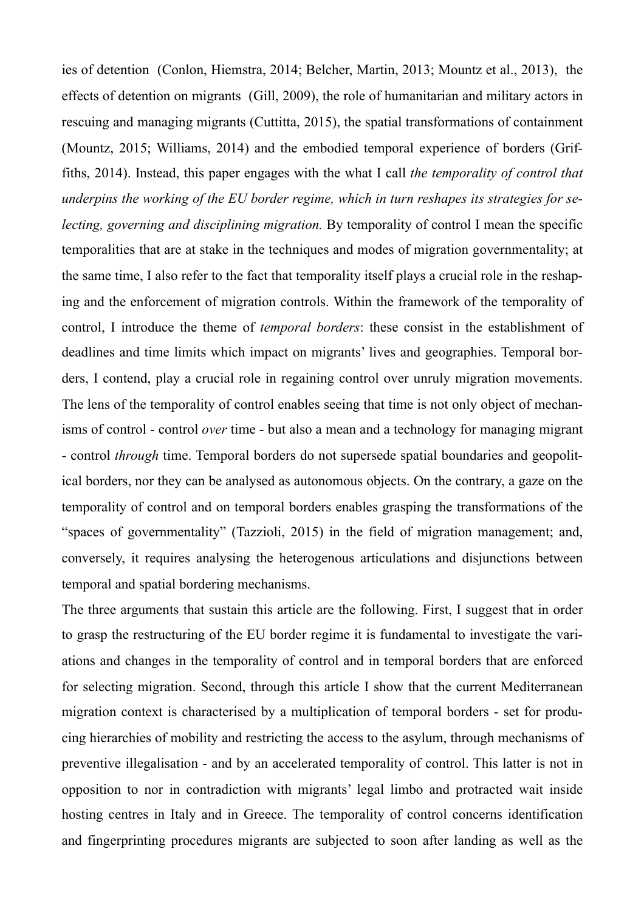ies of detention  (Conlon, Hiemstra, 2014; Belcher, Martin, 2013; Mountz et al., 2013),  the effects of detention on migrants  (Gill, 2009), the role of humanitarian and military actors in rescuing and managing migrants (Cuttitta, 2015), the spatial transformations of containment (Mountz, 2015; Williams, 2014) and the embodied temporal experience of borders (Griffiths, 2014). Instead, this paper engages with the what I call *the temporality of control that underpins the working of the EU border regime, which in turn reshapes its strategies for selecting, governing and disciplining migration.* By temporality of control I mean the specific temporalities that are at stake in the techniques and modes of migration governmentality; at the same time, I also refer to the fact that temporality itself plays a crucial role in the reshaping and the enforcement of migration controls. Within the framework of the temporality of control, I introduce the theme of *temporal borders*: these consist in the establishment of deadlines and time limits which impact on migrants' lives and geographies. Temporal borders, I contend, play a crucial role in regaining control over unruly migration movements. The lens of the temporality of control enables seeing that time is not only object of mechanisms of control - control *over* time - but also a mean and a technology for managing migrant - control *through* time. Temporal borders do not supersede spatial boundaries and geopolitical borders, nor they can be analysed as autonomous objects. On the contrary, a gaze on the temporality of control and on temporal borders enables grasping the transformations of the "spaces of governmentality" (Tazzioli, 2015) in the field of migration management; and, conversely, it requires analysing the heterogenous articulations and disjunctions between temporal and spatial bordering mechanisms.

The three arguments that sustain this article are the following. First, I suggest that in order to grasp the restructuring of the EU border regime it is fundamental to investigate the variations and changes in the temporality of control and in temporal borders that are enforced for selecting migration. Second, through this article I show that the current Mediterranean migration context is characterised by a multiplication of temporal borders - set for producing hierarchies of mobility and restricting the access to the asylum, through mechanisms of preventive illegalisation - and by an accelerated temporality of control. This latter is not in opposition to nor in contradiction with migrants' legal limbo and protracted wait inside hosting centres in Italy and in Greece. The temporality of control concerns identification and fingerprinting procedures migrants are subjected to soon after landing as well as the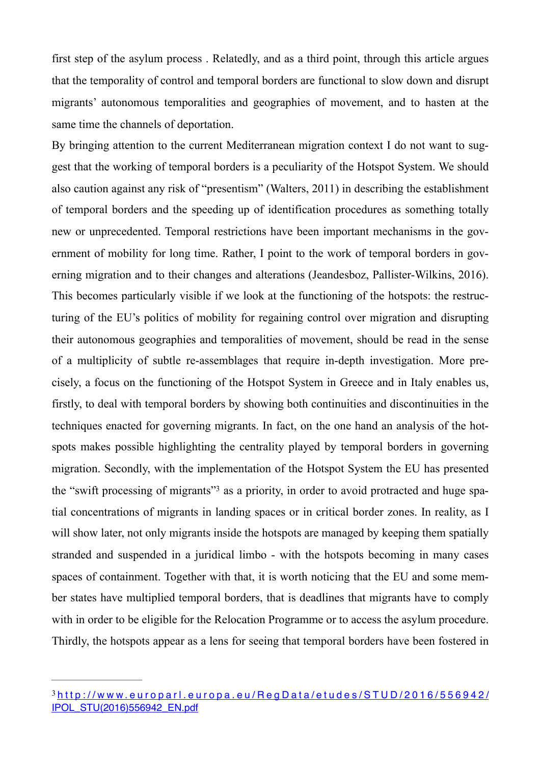first step of the asylum process . Relatedly, and as a third point, through this article argues that the temporality of control and temporal borders are functional to slow down and disrupt migrants' autonomous temporalities and geographies of movement, and to hasten at the same time the channels of deportation.

By bringing attention to the current Mediterranean migration context I do not want to suggest that the working of temporal borders is a peculiarity of the Hotspot System. We should also caution against any risk of "presentism" (Walters, 2011) in describing the establishment of temporal borders and the speeding up of identification procedures as something totally new or unprecedented. Temporal restrictions have been important mechanisms in the government of mobility for long time. Rather, I point to the work of temporal borders in governing migration and to their changes and alterations (Jeandesboz, Pallister-Wilkins, 2016). This becomes particularly visible if we look at the functioning of the hotspots: the restructuring of the EU's politics of mobility for regaining control over migration and disrupting their autonomous geographies and temporalities of movement, should be read in the sense of a multiplicity of subtle re-assemblages that require in-depth investigation. More precisely, a focus on the functioning of the Hotspot System in Greece and in Italy enables us, firstly, to deal with temporal borders by showing both continuities and discontinuities in the techniques enacted for governing migrants. In fact, on the one hand an analysis of the hotspots makes possible highlighting the centrality played by temporal borders in governing migration. Secondly, with the implementation of the Hotspot System the EU has presented the "swift processing of migrants"[3] as a priority, in order to avoid protracted and huge spatial concentrations of migrants in landing spaces or in critical border zones. In reality, as I will show later, not only migrants inside the hotspots are managed by keeping them spatially stranded and suspended in a juridical limbo - with the hotspots becoming in many cases spaces of containment. Together with that, it is worth noticing that the EU and some member states have multiplied temporal borders, that is deadlines that migrants have to comply with in order to be eligible for the Relocation Programme or to access the asylum procedure. Thirdly, the hotspots appear as a lens for seeing that temporal borders have been fostered in

---

[3] http://www.europarl.europa.eu/RegData/etudes/STUD/2016/556942/IPOL_STU(2016)556942_EN.pdf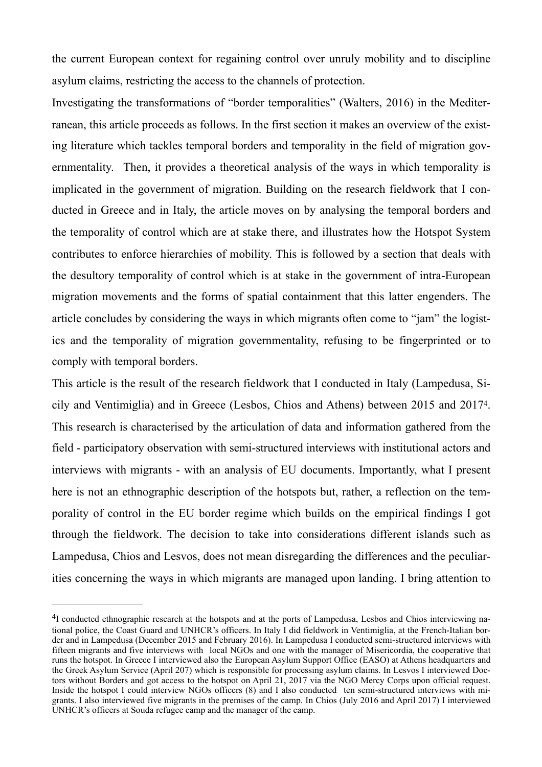the current European context for regaining control over unruly mobility and to discipline asylum claims, restricting the access to the channels of protection.

Investigating the transformations of "border temporalities" (Walters, 2016) in the Mediterranean, this article proceeds as follows. In the first section it makes an overview of the existing literature which tackles temporal borders and temporality in the field of migration governmentality. Then, it provides a theoretical analysis of the ways in which temporality is implicated in the government of migration. Building on the research fieldwork that I conducted in Greece and in Italy, the article moves on by analysing the temporal borders and the temporality of control which are at stake there, and illustrates how the Hotspot System contributes to enforce hierarchies of mobility. This is followed by a section that deals with the desultory temporality of control which is at stake in the government of intra-European migration movements and the forms of spatial containment that this latter engenders. The article concludes by considering the ways in which migrants often come to "jam" the logistics and the temporality of migration governmentality, refusing to be fingerprinted or to comply with temporal borders.

This article is the result of the research fieldwork that I conducted in Italy (Lampedusa, Sicily and Ventimiglia) and in Greece (Lesbos, Chios and Athens) between 2015 and 2017[4]. This research is characterised by the articulation of data and information gathered from the field - participatory observation with semi-structured interviews with institutional actors and interviews with migrants - with an analysis of EU documents. Importantly, what I present here is not an ethnographic description of the hotspots but, rather, a reflection on the temporality of control in the EU border regime which builds on the empirical findings I got through the fieldwork. The decision to take into considerations different islands such as Lampedusa, Chios and Lesvos, does not mean disregarding the differences and the peculiarities concerning the ways in which migrants are managed upon landing. I bring attention to

---

[4] I conducted ethnographic research at the hotspots and at the ports of Lampedusa, Lesbos and Chios interviewing national police, the Coast Guard and UNHCR's officers. In Italy I did fieldwork in Ventimiglia, at the French-Italian border and in Lampedusa (December 2015 and February 2016). In Lampedusa I conducted semi-structured interviews with fifteen migrants and five interviews with local NGOs and one with the manager of Misericordia, the cooperative that runs the hotspot. In Greece I interviewed also the European Asylum Support Office (EASO) at Athens headquarters and the Greek Asylum Service (April 207) which is responsible for processing asylum claims. In Lesvos I interviewed Doctors without Borders and got access to the hotspot on April 21, 2017 via the NGO Mercy Corps upon official request. Inside the hotspot I could interview NGOs officers (8) and I also conducted ten semi-structured interviews with migrants. I also interviewed five migrants in the premises of the camp. In Chios (July 2016 and April 2017) I interviewed UNHCR's officers at Souda refugee camp and the manager of the camp.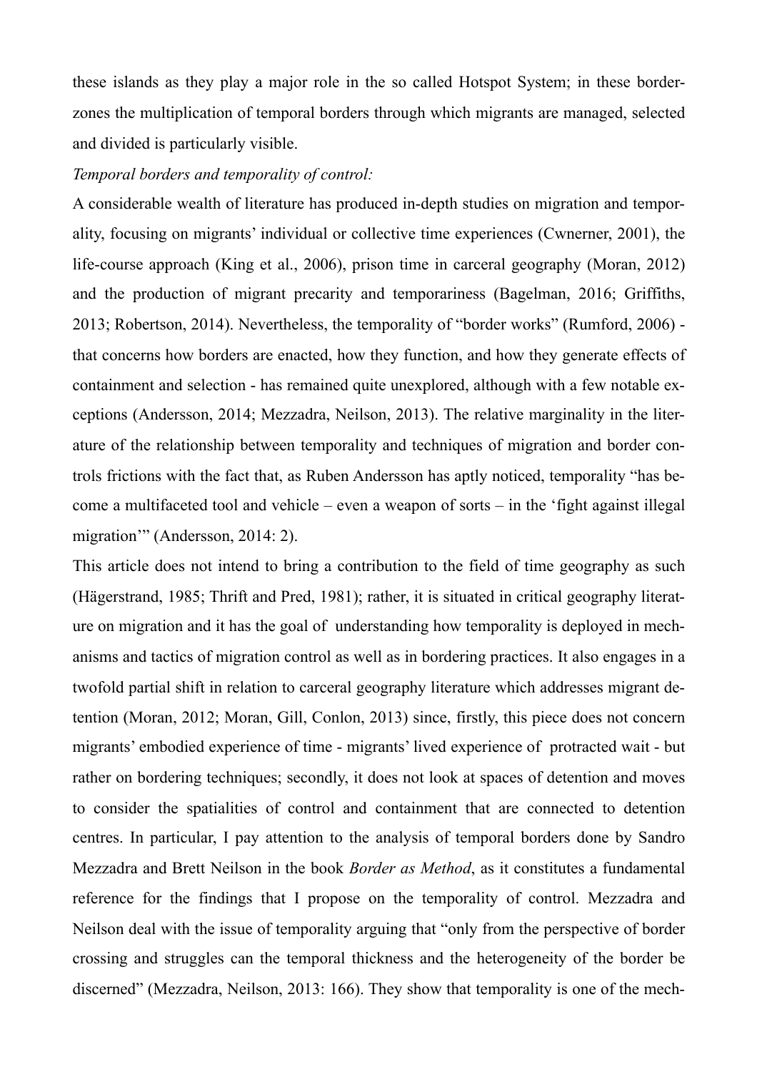these islands as they play a major role in the so called Hotspot System; in these border-zones the multiplication of temporal borders through which migrants are managed, selected and divided is particularly visible.

*Temporal borders and temporality of control:*

A considerable wealth of literature has produced in-depth studies on migration and temporality, focusing on migrants' individual or collective time experiences (Cwnerner, 2001), the life-course approach (King et al., 2006), prison time in carceral geography (Moran, 2012) and the production of migrant precarity and temporariness (Bagelman, 2016; Griffiths, 2013; Robertson, 2014). Nevertheless, the temporality of "border works" (Rumford, 2006) - that concerns how borders are enacted, how they function, and how they generate effects of containment and selection - has remained quite unexplored, although with a few notable exceptions (Andersson, 2014; Mezzadra, Neilson, 2013). The relative marginality in the literature of the relationship between temporality and techniques of migration and border controls frictions with the fact that, as Ruben Andersson has aptly noticed, temporality "has become a multifaceted tool and vehicle – even a weapon of sorts – in the 'fight against illegal migration'" (Andersson, 2014: 2).

This article does not intend to bring a contribution to the field of time geography as such (Hägerstrand, 1985; Thrift and Pred, 1981); rather, it is situated in critical geography literature on migration and it has the goal of understanding how temporality is deployed in mechanisms and tactics of migration control as well as in bordering practices. It also engages in a twofold partial shift in relation to carceral geography literature which addresses migrant detention (Moran, 2012; Moran, Gill, Conlon, 2013) since, firstly, this piece does not concern migrants' embodied experience of time - migrants' lived experience of protracted wait - but rather on bordering techniques; secondly, it does not look at spaces of detention and moves to consider the spatialities of control and containment that are connected to detention centres. In particular, I pay attention to the analysis of temporal borders done by Sandro Mezzadra and Brett Neilson in the book *Border as Method*, as it constitutes a fundamental reference for the findings that I propose on the temporality of control. Mezzadra and Neilson deal with the issue of temporality arguing that "only from the perspective of border crossing and struggles can the temporal thickness and the heterogeneity of the border be discerned" (Mezzadra, Neilson, 2013: 166). They show that temporality is one of the mech-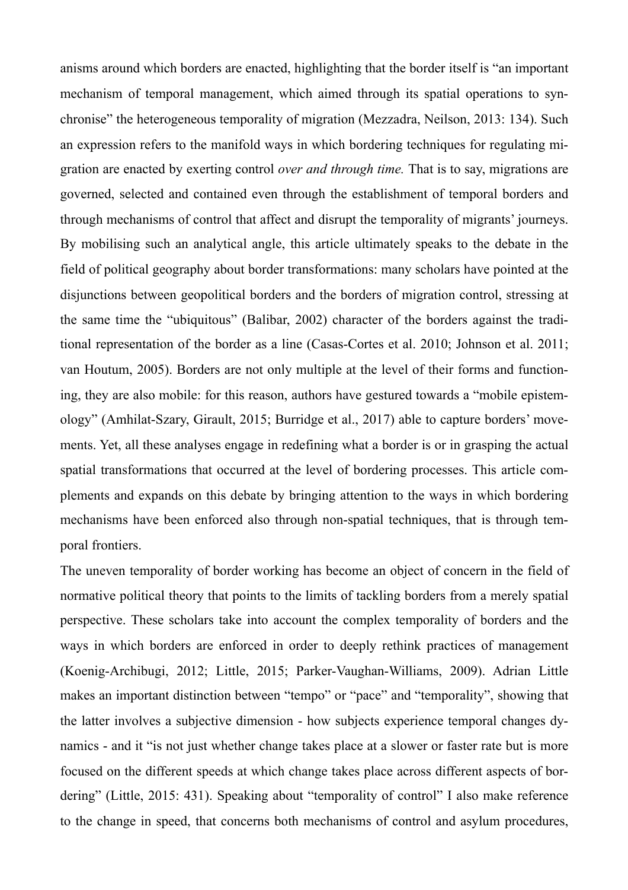anisms around which borders are enacted, highlighting that the border itself is "an important mechanism of temporal management, which aimed through its spatial operations to synchronise" the heterogeneous temporality of migration (Mezzadra, Neilson, 2013: 134). Such an expression refers to the manifold ways in which bordering techniques for regulating migration are enacted by exerting control *over and through time.* That is to say, migrations are governed, selected and contained even through the establishment of temporal borders and through mechanisms of control that affect and disrupt the temporality of migrants' journeys. By mobilising such an analytical angle, this article ultimately speaks to the debate in the field of political geography about border transformations: many scholars have pointed at the disjunctions between geopolitical borders and the borders of migration control, stressing at the same time the "ubiquitous" (Balibar, 2002) character of the borders against the traditional representation of the border as a line (Casas-Cortes et al. 2010; Johnson et al. 2011; van Houtum, 2005). Borders are not only multiple at the level of their forms and functioning, they are also mobile: for this reason, authors have gestured towards a "mobile epistemology" (Amhilat-Szary, Girault, 2015; Burridge et al., 2017) able to capture borders' movements. Yet, all these analyses engage in redefining what a border is or in grasping the actual spatial transformations that occurred at the level of bordering processes. This article complements and expands on this debate by bringing attention to the ways in which bordering mechanisms have been enforced also through non-spatial techniques, that is through temporal frontiers.

The uneven temporality of border working has become an object of concern in the field of normative political theory that points to the limits of tackling borders from a merely spatial perspective. These scholars take into account the complex temporality of borders and the ways in which borders are enforced in order to deeply rethink practices of management (Koenig-Archibugi, 2012; Little, 2015; Parker-Vaughan-Williams, 2009). Adrian Little makes an important distinction between "tempo" or "pace" and "temporality", showing that the latter involves a subjective dimension - how subjects experience temporal changes dynamics - and it "is not just whether change takes place at a slower or faster rate but is more focused on the different speeds at which change takes place across different aspects of bordering" (Little, 2015: 431). Speaking about "temporality of control" I also make reference to the change in speed, that concerns both mechanisms of control and asylum procedures,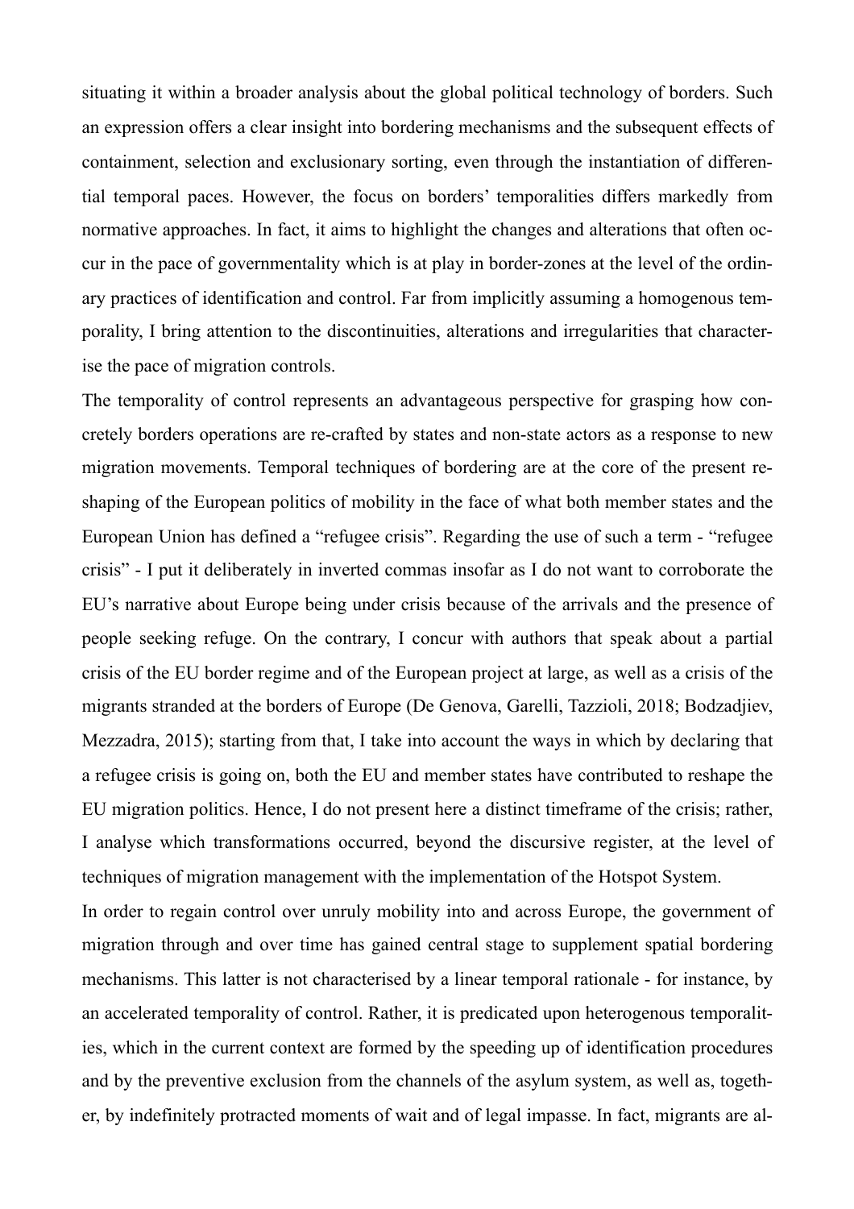situating it within a broader analysis about the global political technology of borders. Such an expression offers a clear insight into bordering mechanisms and the subsequent effects of containment, selection and exclusionary sorting, even through the instantiation of differential temporal paces. However, the focus on borders' temporalities differs markedly from normative approaches. In fact, it aims to highlight the changes and alterations that often occur in the pace of governmentality which is at play in border-zones at the level of the ordinary practices of identification and control. Far from implicitly assuming a homogenous temporality, I bring attention to the discontinuities, alterations and irregularities that characterise the pace of migration controls.

The temporality of control represents an advantageous perspective for grasping how concretely borders operations are re-crafted by states and non-state actors as a response to new migration movements. Temporal techniques of bordering are at the core of the present reshaping of the European politics of mobility in the face of what both member states and the European Union has defined a "refugee crisis". Regarding the use of such a term - "refugee crisis" - I put it deliberately in inverted commas insofar as I do not want to corroborate the EU's narrative about Europe being under crisis because of the arrivals and the presence of people seeking refuge. On the contrary, I concur with authors that speak about a partial crisis of the EU border regime and of the European project at large, as well as a crisis of the migrants stranded at the borders of Europe (De Genova, Garelli, Tazzioli, 2018; Bodzadjiev, Mezzadra, 2015); starting from that, I take into account the ways in which by declaring that a refugee crisis is going on, both the EU and member states have contributed to reshape the EU migration politics. Hence, I do not present here a distinct timeframe of the crisis; rather, I analyse which transformations occurred, beyond the discursive register, at the level of techniques of migration management with the implementation of the Hotspot System.

In order to regain control over unruly mobility into and across Europe, the government of migration through and over time has gained central stage to supplement spatial bordering mechanisms. This latter is not characterised by a linear temporal rationale - for instance, by an accelerated temporality of control. Rather, it is predicated upon heterogenous temporalities, which in the current context are formed by the speeding up of identification procedures and by the preventive exclusion from the channels of the asylum system, as well as, together, by indefinitely protracted moments of wait and of legal impasse. In fact, migrants are al-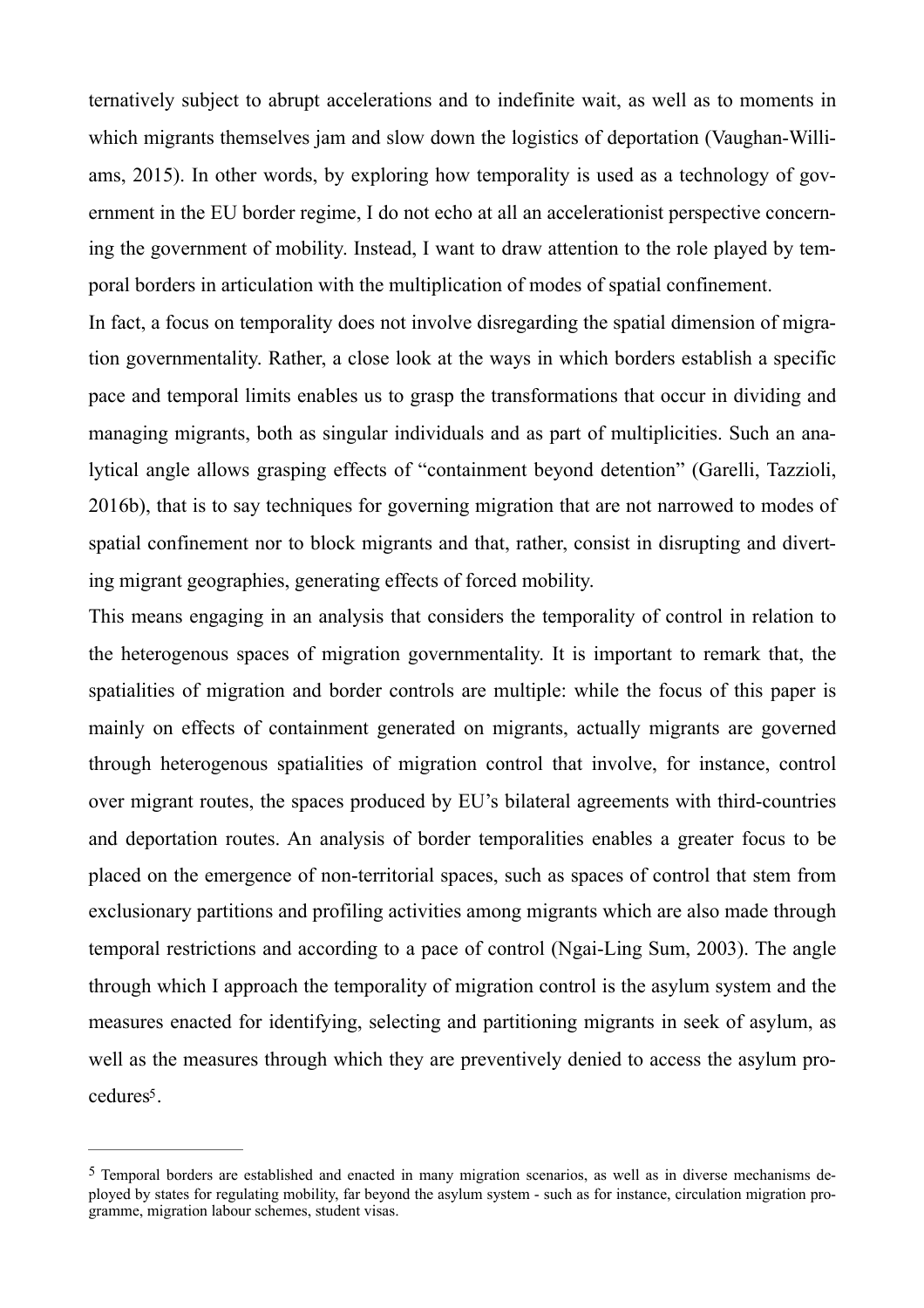ternatively subject to abrupt accelerations and to indefinite wait, as well as to moments in which migrants themselves jam and slow down the logistics of deportation (Vaughan-Williams, 2015). In other words, by exploring how temporality is used as a technology of government in the EU border regime, I do not echo at all an accelerationist perspective concerning the government of mobility. Instead, I want to draw attention to the role played by temporal borders in articulation with the multiplication of modes of spatial confinement.

In fact, a focus on temporality does not involve disregarding the spatial dimension of migration governmentality. Rather, a close look at the ways in which borders establish a specific pace and temporal limits enables us to grasp the transformations that occur in dividing and managing migrants, both as singular individuals and as part of multiplicities. Such an analytical angle allows grasping effects of "containment beyond detention" (Garelli, Tazzioli, 2016b), that is to say techniques for governing migration that are not narrowed to modes of spatial confinement nor to block migrants and that, rather, consist in disrupting and diverting migrant geographies, generating effects of forced mobility.

This means engaging in an analysis that considers the temporality of control in relation to the heterogenous spaces of migration governmentality. It is important to remark that, the spatialities of migration and border controls are multiple: while the focus of this paper is mainly on effects of containment generated on migrants, actually migrants are governed through heterogenous spatialities of migration control that involve, for instance, control over migrant routes, the spaces produced by EU's bilateral agreements with third-countries and deportation routes. An analysis of border temporalities enables a greater focus to be placed on the emergence of non-territorial spaces, such as spaces of control that stem from exclusionary partitions and profiling activities among migrants which are also made through temporal restrictions and according to a pace of control (Ngai-Ling Sum, 2003). The angle through which I approach the temporality of migration control is the asylum system and the measures enacted for identifying, selecting and partitioning migrants in seek of asylum, as well as the measures through which they are preventively denied to access the asylum procedures[5].

---

[5] Temporal borders are established and enacted in many migration scenarios, as well as in diverse mechanisms deployed by states for regulating mobility, far beyond the asylum system - such as for instance, circulation migration programme, migration labour schemes, student visas.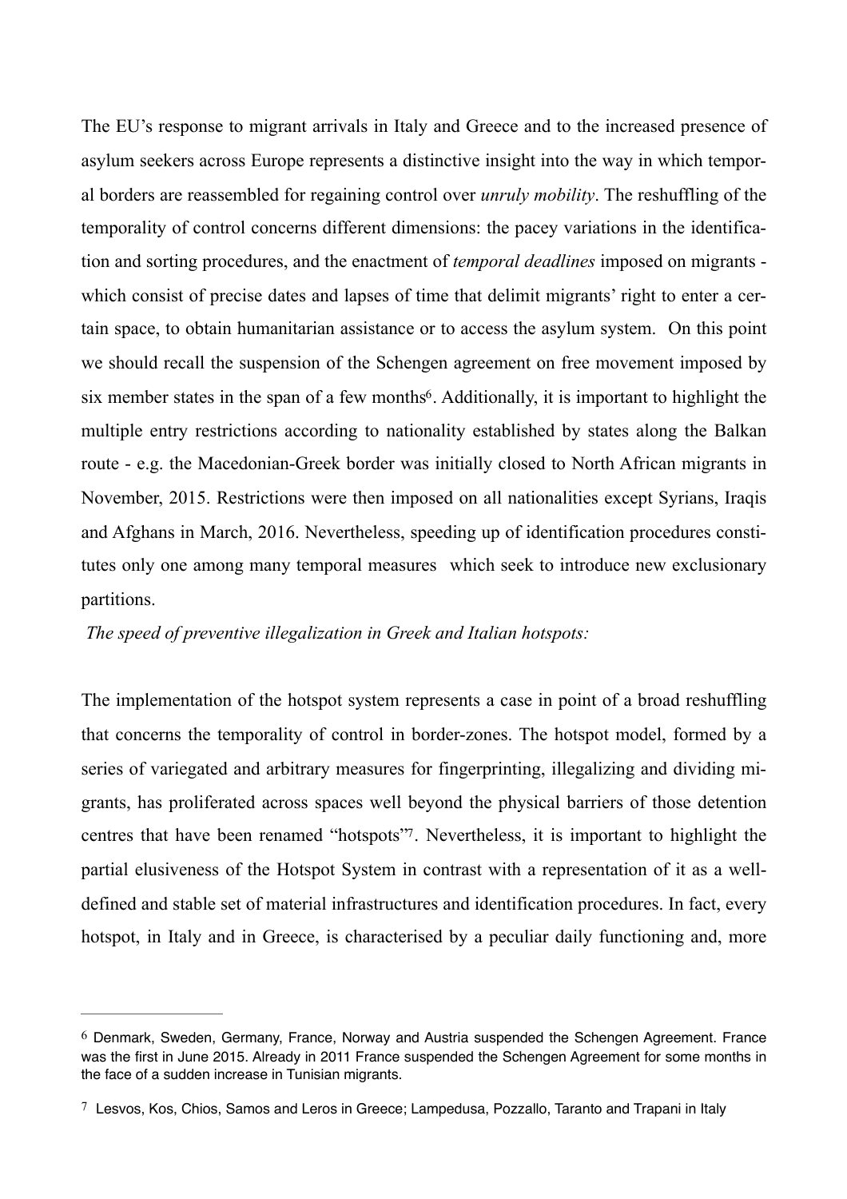The EU's response to migrant arrivals in Italy and Greece and to the increased presence of asylum seekers across Europe represents a distinctive insight into the way in which temporal borders are reassembled for regaining control over *unruly mobility*. The reshuffling of the temporality of control concerns different dimensions: the pacey variations in the identification and sorting procedures, and the enactment of *temporal deadlines* imposed on migrants - which consist of precise dates and lapses of time that delimit migrants' right to enter a certain space, to obtain humanitarian assistance or to access the asylum system. On this point we should recall the suspension of the Schengen agreement on free movement imposed by six member states in the span of a few months[6]. Additionally, it is important to highlight the multiple entry restrictions according to nationality established by states along the Balkan route - e.g. the Macedonian-Greek border was initially closed to North African migrants in November, 2015. Restrictions were then imposed on all nationalities except Syrians, Iraqis and Afghans in March, 2016. Nevertheless, speeding up of identification procedures constitutes only one among many temporal measures which seek to introduce new exclusionary partitions.

*The speed of preventive illegalization in Greek and Italian hotspots:*

The implementation of the hotspot system represents a case in point of a broad reshuffling that concerns the temporality of control in border-zones. The hotspot model, formed by a series of variegated and arbitrary measures for fingerprinting, illegalizing and dividing migrants, has proliferated across spaces well beyond the physical barriers of those detention centres that have been renamed "hotspots"[7]. Nevertheless, it is important to highlight the partial elusiveness of the Hotspot System in contrast with a representation of it as a well-defined and stable set of material infrastructures and identification procedures. In fact, every hotspot, in Italy and in Greece, is characterised by a peculiar daily functioning and, more

---

[6] Denmark, Sweden, Germany, France, Norway and Austria suspended the Schengen Agreement. France was the first in June 2015. Already in 2011 France suspended the Schengen Agreement for some months in the face of a sudden increase in Tunisian migrants.

[7] Lesvos, Kos, Chios, Samos and Leros in Greece; Lampedusa, Pozzallo, Taranto and Trapani in Italy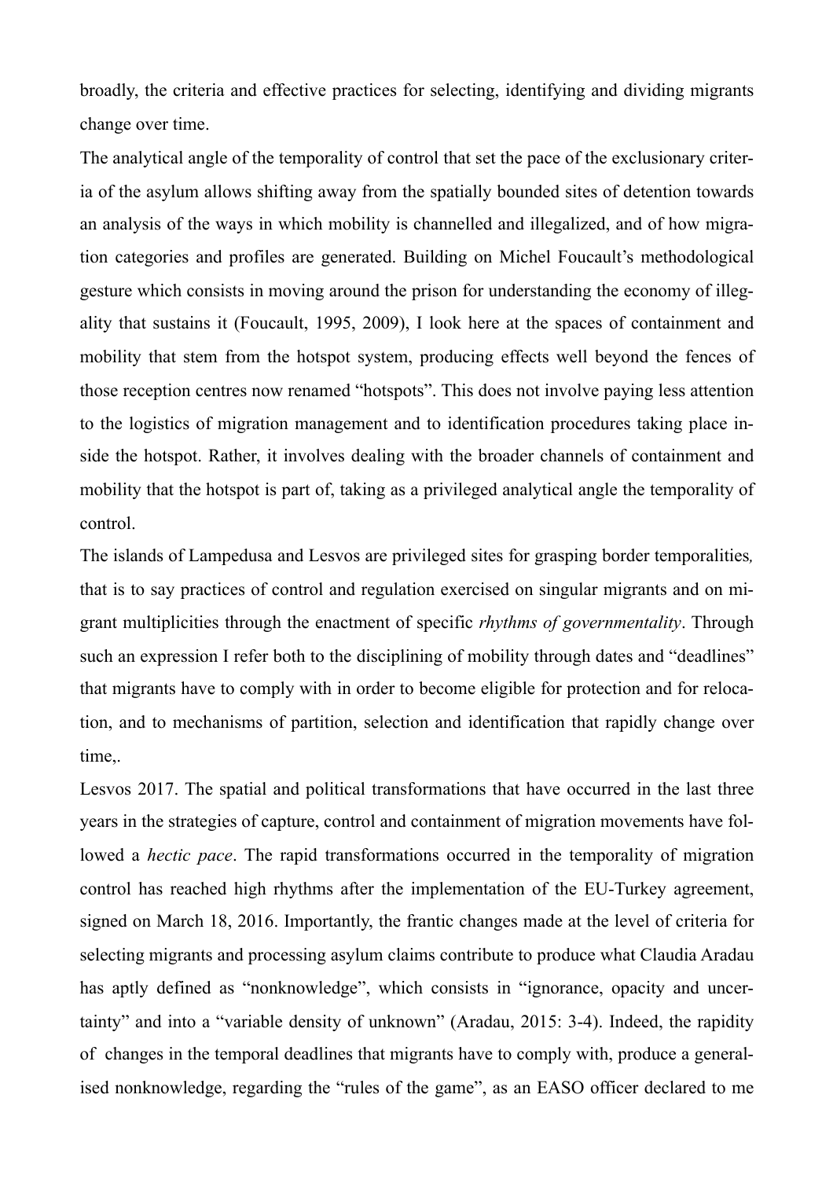broadly, the criteria and effective practices for selecting, identifying and dividing migrants change over time.

The analytical angle of the temporality of control that set the pace of the exclusionary criteria of the asylum allows shifting away from the spatially bounded sites of detention towards an analysis of the ways in which mobility is channelled and illegalized, and of how migration categories and profiles are generated. Building on Michel Foucault's methodological gesture which consists in moving around the prison for understanding the economy of illegality that sustains it (Foucault, 1995, 2009), I look here at the spaces of containment and mobility that stem from the hotspot system, producing effects well beyond the fences of those reception centres now renamed "hotspots". This does not involve paying less attention to the logistics of migration management and to identification procedures taking place inside the hotspot. Rather, it involves dealing with the broader channels of containment and mobility that the hotspot is part of, taking as a privileged analytical angle the temporality of control.

The islands of Lampedusa and Lesvos are privileged sites for grasping border temporalities, that is to say practices of control and regulation exercised on singular migrants and on migrant multiplicities through the enactment of specific *rhythms of governmentality*. Through such an expression I refer both to the disciplining of mobility through dates and "deadlines" that migrants have to comply with in order to become eligible for protection and for relocation, and to mechanisms of partition, selection and identification that rapidly change over time,.

Lesvos 2017. The spatial and political transformations that have occurred in the last three years in the strategies of capture, control and containment of migration movements have followed a *hectic pace*. The rapid transformations occurred in the temporality of migration control has reached high rhythms after the implementation of the EU-Turkey agreement, signed on March 18, 2016. Importantly, the frantic changes made at the level of criteria for selecting migrants and processing asylum claims contribute to produce what Claudia Aradau has aptly defined as "nonknowledge", which consists in "ignorance, opacity and uncertainty" and into a "variable density of unknown" (Aradau, 2015: 3-4). Indeed, the rapidity of changes in the temporal deadlines that migrants have to comply with, produce a generalised nonknowledge, regarding the "rules of the game", as an EASO officer declared to me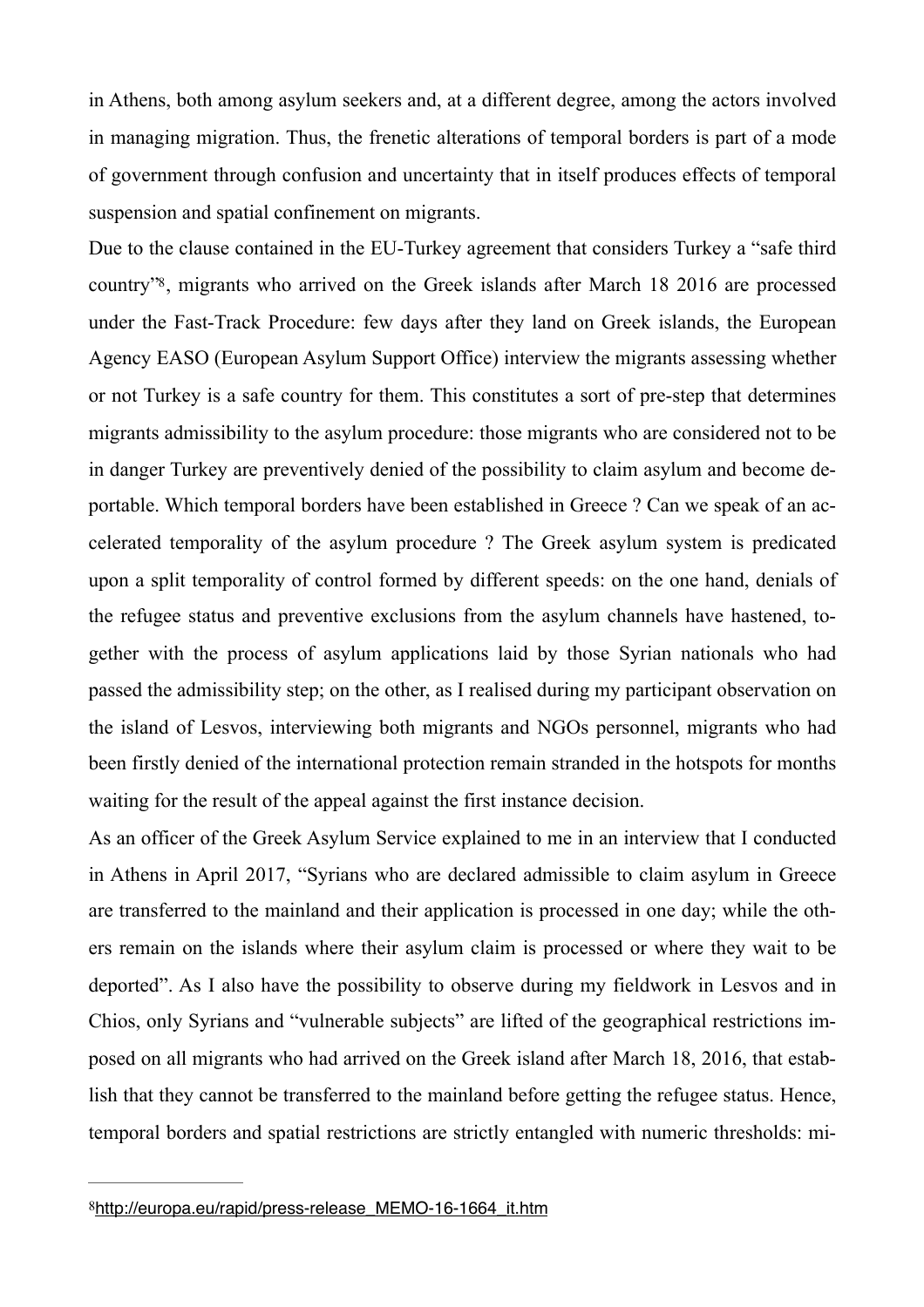in Athens, both among asylum seekers and, at a different degree, among the actors involved in managing migration. Thus, the frenetic alterations of temporal borders is part of a mode of government through confusion and uncertainty that in itself produces effects of temporal suspension and spatial confinement on migrants.

Due to the clause contained in the EU-Turkey agreement that considers Turkey a "safe third country"[8], migrants who arrived on the Greek islands after March 18 2016 are processed under the Fast-Track Procedure: few days after they land on Greek islands, the European Agency EASO (European Asylum Support Office) interview the migrants assessing whether or not Turkey is a safe country for them. This constitutes a sort of pre-step that determines migrants admissibility to the asylum procedure: those migrants who are considered not to be in danger Turkey are preventively denied of the possibility to claim asylum and become deportable. Which temporal borders have been established in Greece ? Can we speak of an accelerated temporality of the asylum procedure ? The Greek asylum system is predicated upon a split temporality of control formed by different speeds: on the one hand, denials of the refugee status and preventive exclusions from the asylum channels have hastened, together with the process of asylum applications laid by those Syrian nationals who had passed the admissibility step; on the other, as I realised during my participant observation on the island of Lesvos, interviewing both migrants and NGOs personnel, migrants who had been firstly denied of the international protection remain stranded in the hotspots for months waiting for the result of the appeal against the first instance decision.

As an officer of the Greek Asylum Service explained to me in an interview that I conducted in Athens in April 2017, "Syrians who are declared admissible to claim asylum in Greece are transferred to the mainland and their application is processed in one day; while the others remain on the islands where their asylum claim is processed or where they wait to be deported". As I also have the possibility to observe during my fieldwork in Lesvos and in Chios, only Syrians and "vulnerable subjects" are lifted of the geographical restrictions imposed on all migrants who had arrived on the Greek island after March 18, 2016, that establish that they cannot be transferred to the mainland before getting the refugee status. Hence, temporal borders and spatial restrictions are strictly entangled with numeric thresholds: mi-

---

[8] http://europa.eu/rapid/press-release_MEMO-16-1664_it.htm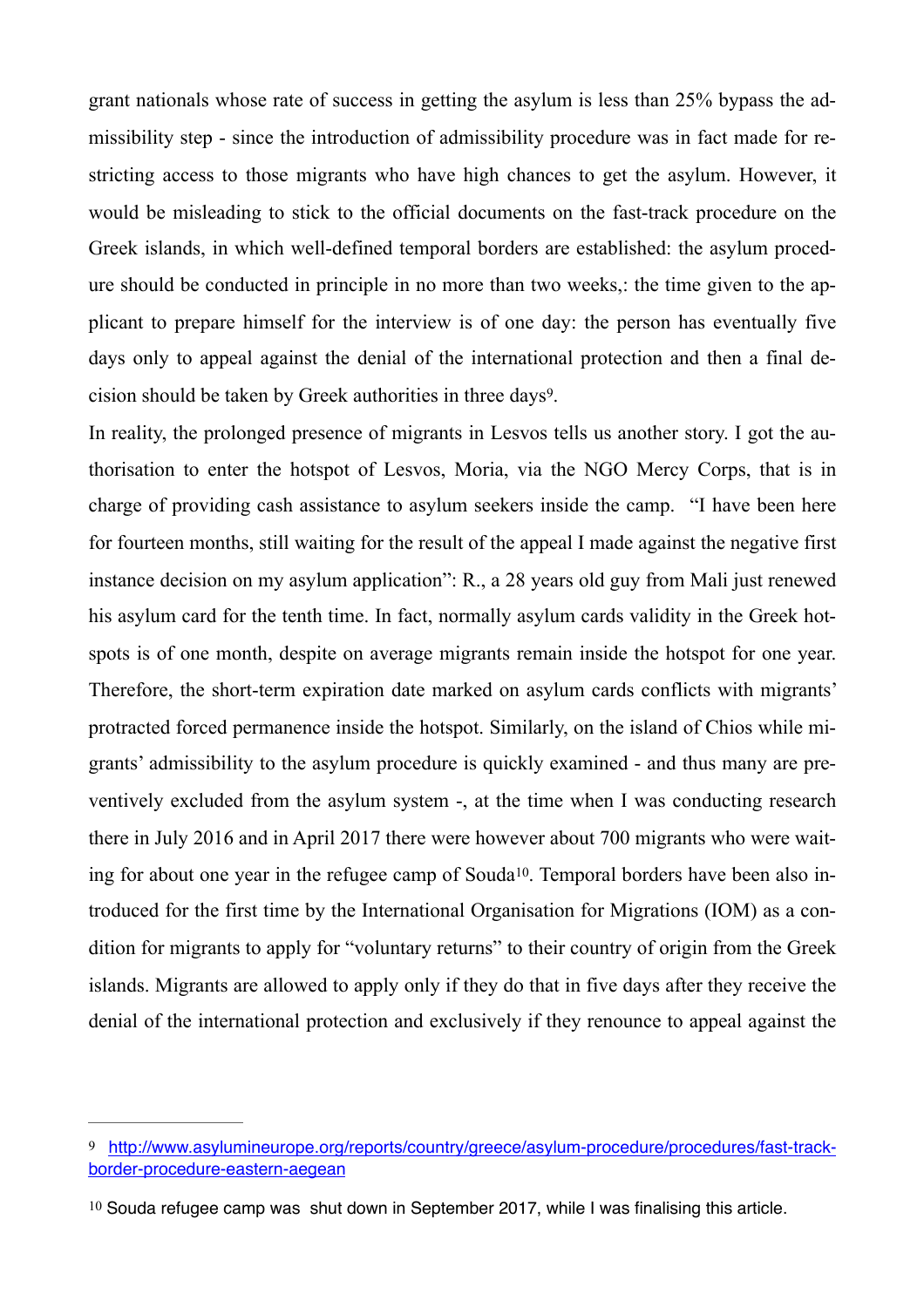grant nationals whose rate of success in getting the asylum is less than 25% bypass the admissibility step - since the introduction of admissibility procedure was in fact made for restricting access to those migrants who have high chances to get the asylum. However, it would be misleading to stick to the official documents on the fast-track procedure on the Greek islands, in which well-defined temporal borders are established: the asylum procedure should be conducted in principle in no more than two weeks,: the time given to the applicant to prepare himself for the interview is of one day: the person has eventually five days only to appeal against the denial of the international protection and then a final decision should be taken by Greek authorities in three days[9].

In reality, the prolonged presence of migrants in Lesvos tells us another story. I got the authorisation to enter the hotspot of Lesvos, Moria, via the NGO Mercy Corps, that is in charge of providing cash assistance to asylum seekers inside the camp. "I have been here for fourteen months, still waiting for the result of the appeal I made against the negative first instance decision on my asylum application": R., a 28 years old guy from Mali just renewed his asylum card for the tenth time. In fact, normally asylum cards validity in the Greek hotspots is of one month, despite on average migrants remain inside the hotspot for one year. Therefore, the short-term expiration date marked on asylum cards conflicts with migrants' protracted forced permanence inside the hotspot. Similarly, on the island of Chios while migrants' admissibility to the asylum procedure is quickly examined - and thus many are preventively excluded from the asylum system -, at the time when I was conducting research there in July 2016 and in April 2017 there were however about 700 migrants who were waiting for about one year in the refugee camp of Souda[10]. Temporal borders have been also introduced for the first time by the International Organisation for Migrations (IOM) as a condition for migrants to apply for "voluntary returns" to their country of origin from the Greek islands. Migrants are allowed to apply only if they do that in five days after they receive the denial of the international protection and exclusively if they renounce to appeal against the

---

[9] http://www.asylumineurope.org/reports/country/greece/asylum-procedure/procedures/fast-track-border-procedure-eastern-aegean

[10] Souda refugee camp was shut down in September 2017, while I was finalising this article.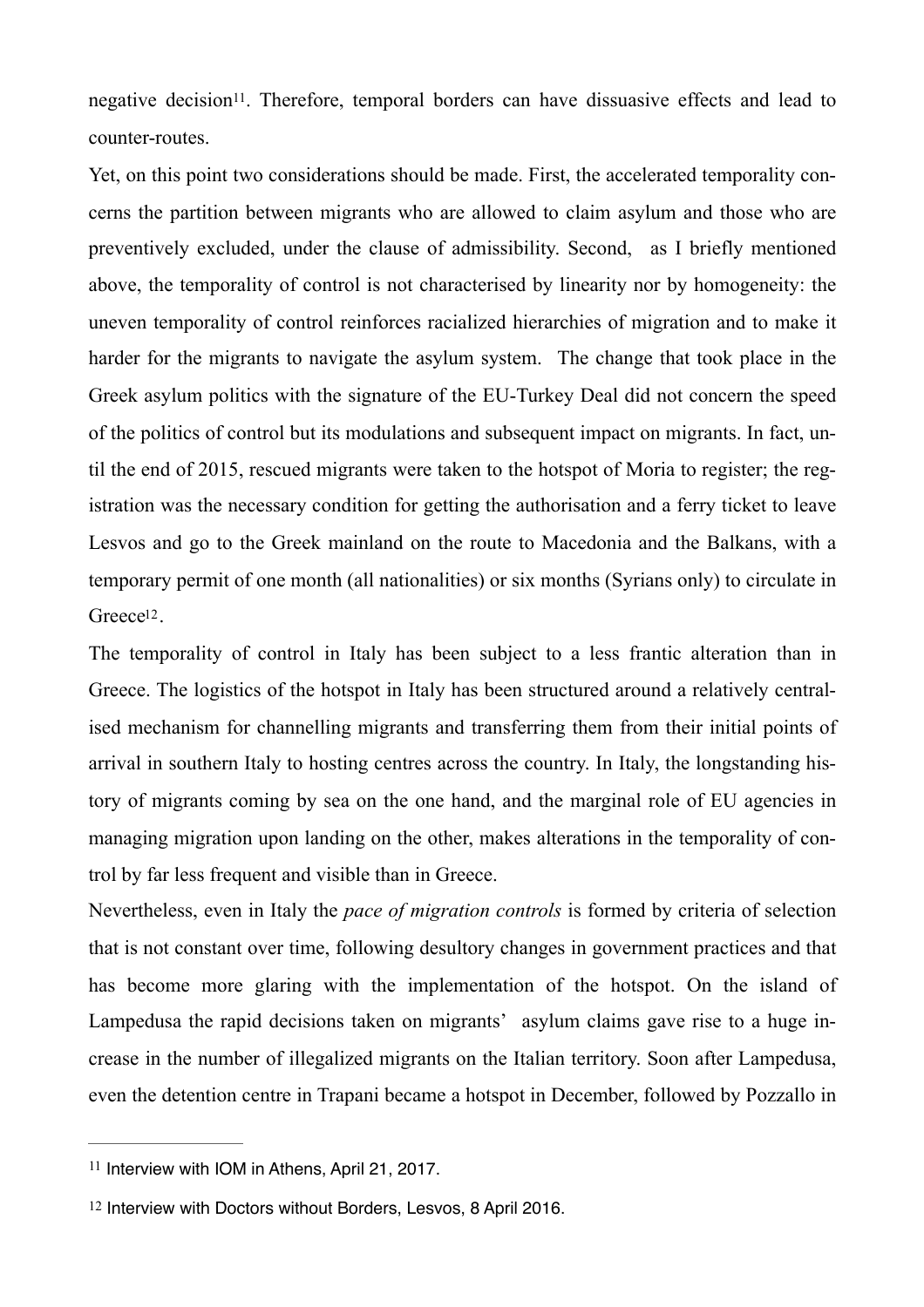negative decision[11]. Therefore, temporal borders can have dissuasive effects and lead to counter-routes.

Yet, on this point two considerations should be made. First, the accelerated temporality concerns the partition between migrants who are allowed to claim asylum and those who are preventively excluded, under the clause of admissibility. Second, as I briefly mentioned above, the temporality of control is not characterised by linearity nor by homogeneity: the uneven temporality of control reinforces racialized hierarchies of migration and to make it harder for the migrants to navigate the asylum system. The change that took place in the Greek asylum politics with the signature of the EU-Turkey Deal did not concern the speed of the politics of control but its modulations and subsequent impact on migrants. In fact, until the end of 2015, rescued migrants were taken to the hotspot of Moria to register; the registration was the necessary condition for getting the authorisation and a ferry ticket to leave Lesvos and go to the Greek mainland on the route to Macedonia and the Balkans, with a temporary permit of one month (all nationalities) or six months (Syrians only) to circulate in Greece[12].

The temporality of control in Italy has been subject to a less frantic alteration than in Greece. The logistics of the hotspot in Italy has been structured around a relatively centralised mechanism for channelling migrants and transferring them from their initial points of arrival in southern Italy to hosting centres across the country. In Italy, the longstanding history of migrants coming by sea on the one hand, and the marginal role of EU agencies in managing migration upon landing on the other, makes alterations in the temporality of control by far less frequent and visible than in Greece.

Nevertheless, even in Italy the *pace of migration controls* is formed by criteria of selection that is not constant over time, following desultory changes in government practices and that has become more glaring with the implementation of the hotspot. On the island of Lampedusa the rapid decisions taken on migrants' asylum claims gave rise to a huge increase in the number of illegalized migrants on the Italian territory. Soon after Lampedusa, even the detention centre in Trapani became a hotspot in December, followed by Pozzallo in

---

[11] Interview with IOM in Athens, April 21, 2017.

[12] Interview with Doctors without Borders, Lesvos, 8 April 2016.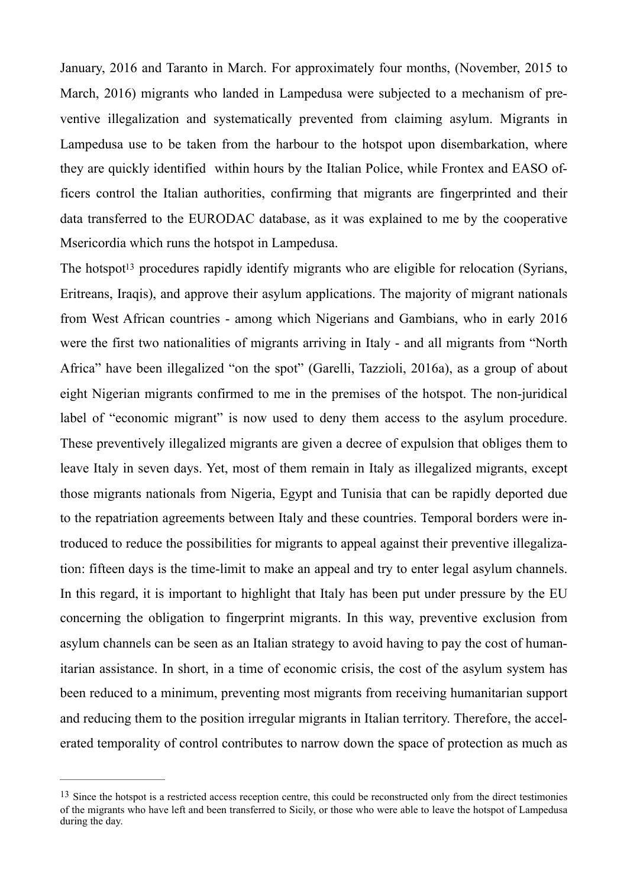January, 2016 and Taranto in March. For approximately four months, (November, 2015 to March, 2016) migrants who landed in Lampedusa were subjected to a mechanism of preventive illegalization and systematically prevented from claiming asylum. Migrants in Lampedusa use to be taken from the harbour to the hotspot upon disembarkation, where they are quickly identified within hours by the Italian Police, while Frontex and EASO officers control the Italian authorities, confirming that migrants are fingerprinted and their data transferred to the EURODAC database, as it was explained to me by the cooperative Msericordia which runs the hotspot in Lampedusa.

The hotspot[13] procedures rapidly identify migrants who are eligible for relocation (Syrians, Eritreans, Iraqis), and approve their asylum applications. The majority of migrant nationals from West African countries - among which Nigerians and Gambians, who in early 2016 were the first two nationalities of migrants arriving in Italy - and all migrants from "North Africa" have been illegalized "on the spot" (Garelli, Tazzioli, 2016a), as a group of about eight Nigerian migrants confirmed to me in the premises of the hotspot. The non-juridical label of "economic migrant" is now used to deny them access to the asylum procedure. These preventively illegalized migrants are given a decree of expulsion that obliges them to leave Italy in seven days. Yet, most of them remain in Italy as illegalized migrants, except those migrants nationals from Nigeria, Egypt and Tunisia that can be rapidly deported due to the repatriation agreements between Italy and these countries. Temporal borders were introduced to reduce the possibilities for migrants to appeal against their preventive illegalization: fifteen days is the time-limit to make an appeal and try to enter legal asylum channels. In this regard, it is important to highlight that Italy has been put under pressure by the EU concerning the obligation to fingerprint migrants. In this way, preventive exclusion from asylum channels can be seen as an Italian strategy to avoid having to pay the cost of humanitarian assistance. In short, in a time of economic crisis, the cost of the asylum system has been reduced to a minimum, preventing most migrants from receiving humanitarian support and reducing them to the position irregular migrants in Italian territory. Therefore, the accelerated temporality of control contributes to narrow down the space of protection as much as

---

[13] Since the hotspot is a restricted access reception centre, this could be reconstructed only from the direct testimonies of the migrants who have left and been transferred to Sicily, or those who were able to leave the hotspot of Lampedusa during the day.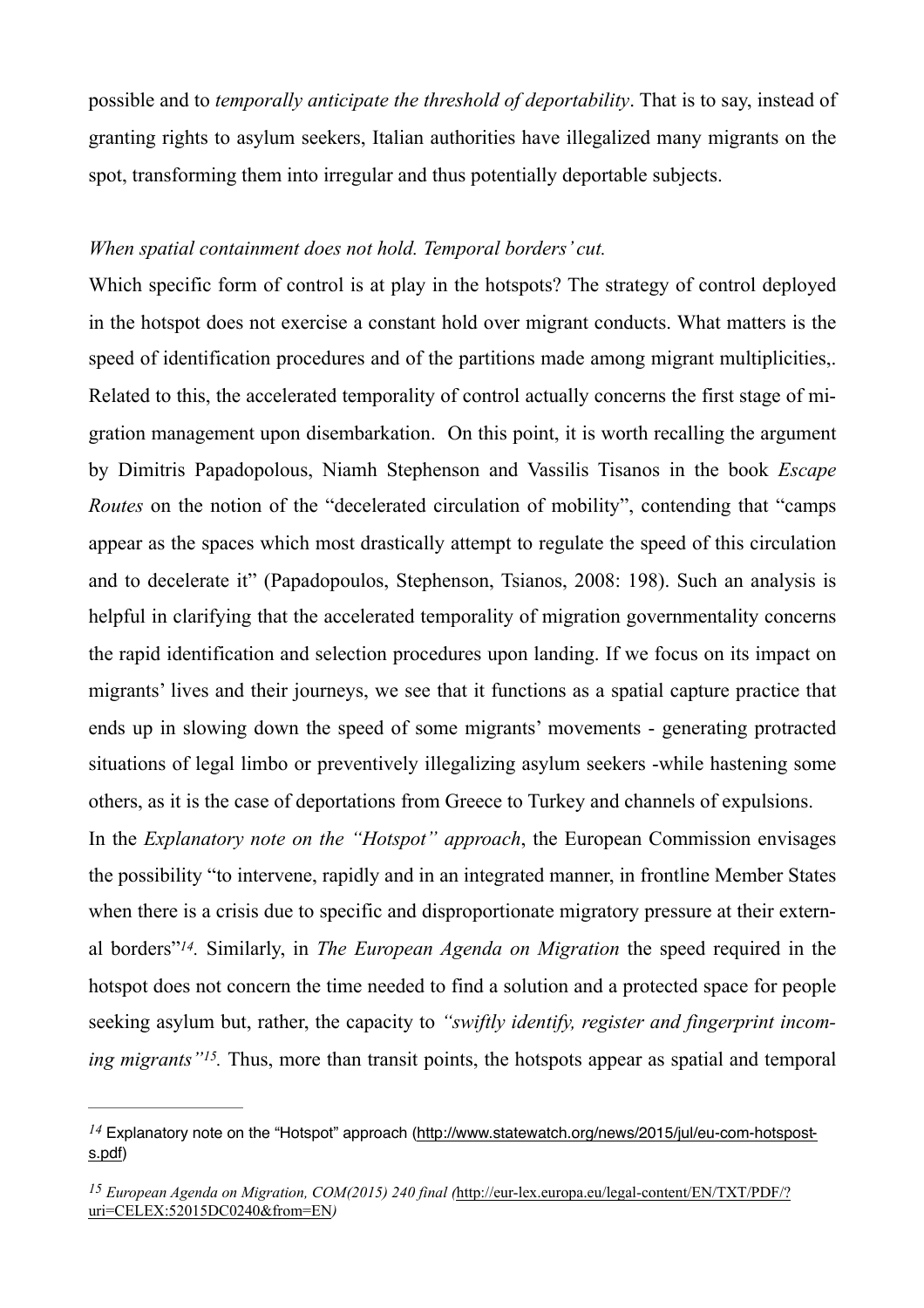possible and to *temporally anticipate the threshold of deportability*. That is to say, instead of granting rights to asylum seekers, Italian authorities have illegalized many migrants on the spot, transforming them into irregular and thus potentially deportable subjects.

*When spatial containment does not hold. Temporal borders' cut.*

Which specific form of control is at play in the hotspots? The strategy of control deployed in the hotspot does not exercise a constant hold over migrant conducts. What matters is the speed of identification procedures and of the partitions made among migrant multiplicities,. Related to this, the accelerated temporality of control actually concerns the first stage of migration management upon disembarkation. On this point, it is worth recalling the argument by Dimitris Papadopolous, Niamh Stephenson and Vassilis Tisanos in the book *Escape Routes* on the notion of the "decelerated circulation of mobility", contending that "camps appear as the spaces which most drastically attempt to regulate the speed of this circulation and to decelerate it" (Papadopoulos, Stephenson, Tsianos, 2008: 198). Such an analysis is helpful in clarifying that the accelerated temporality of migration governmentality concerns the rapid identification and selection procedures upon landing. If we focus on its impact on migrants' lives and their journeys, we see that it functions as a spatial capture practice that ends up in slowing down the speed of some migrants' movements - generating protracted situations of legal limbo or preventively illegalizing asylum seekers -while hastening some others, as it is the case of deportations from Greece to Turkey and channels of expulsions.

In the *Explanatory note on the "Hotspot" approach*, the European Commission envisages the possibility "to intervene, rapidly and in an integrated manner, in frontline Member States when there is a crisis due to specific and disproportionate migratory pressure at their external borders"[14]. Similarly, in *The European Agenda on Migration* the speed required in the hotspot does not concern the time needed to find a solution and a protected space for people seeking asylum but, rather, the capacity to *"swiftly identify, register and fingerprint incoming migrants"*[15]. Thus, more than transit points, the hotspots appear as spatial and temporal

---

[14] Explanatory note on the "Hotspot" approach (http://www.statewatch.org/news/2015/jul/eu-com-hotsposts.pdf)

[15] *European Agenda on Migration, COM(2015) 240 final (*http://eur-lex.europa.eu/legal-content/EN/TXT/PDF/?uri=CELEX:52015DC0240&from=EN*)*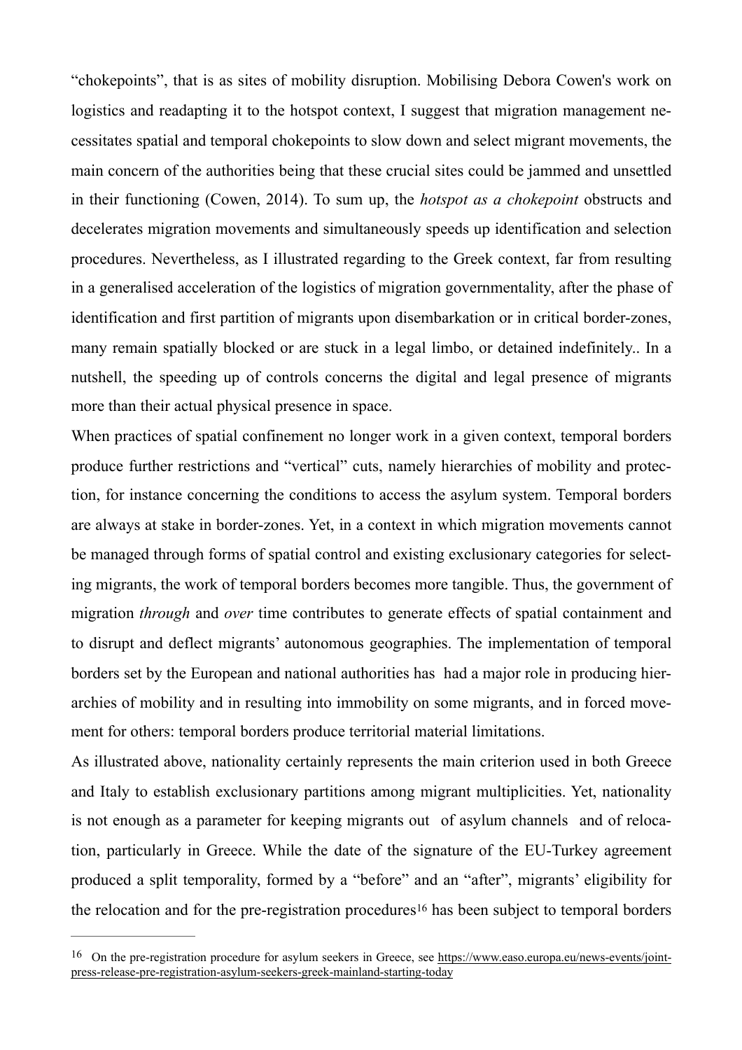"chokepoints", that is as sites of mobility disruption. Mobilising Debora Cowen's work on logistics and readapting it to the hotspot context, I suggest that migration management necessitates spatial and temporal chokepoints to slow down and select migrant movements, the main concern of the authorities being that these crucial sites could be jammed and unsettled in their functioning (Cowen, 2014). To sum up, the *hotspot as a chokepoint* obstructs and decelerates migration movements and simultaneously speeds up identification and selection procedures. Nevertheless, as I illustrated regarding to the Greek context, far from resulting in a generalised acceleration of the logistics of migration governmentality, after the phase of identification and first partition of migrants upon disembarkation or in critical border-zones, many remain spatially blocked or are stuck in a legal limbo, or detained indefinitely.. In a nutshell, the speeding up of controls concerns the digital and legal presence of migrants more than their actual physical presence in space.

When practices of spatial confinement no longer work in a given context, temporal borders produce further restrictions and "vertical" cuts, namely hierarchies of mobility and protection, for instance concerning the conditions to access the asylum system. Temporal borders are always at stake in border-zones. Yet, in a context in which migration movements cannot be managed through forms of spatial control and existing exclusionary categories for selecting migrants, the work of temporal borders becomes more tangible. Thus, the government of migration *through* and *over* time contributes to generate effects of spatial containment and to disrupt and deflect migrants' autonomous geographies. The implementation of temporal borders set by the European and national authorities has had a major role in producing hierarchies of mobility and in resulting into immobility on some migrants, and in forced movement for others: temporal borders produce territorial material limitations.

As illustrated above, nationality certainly represents the main criterion used in both Greece and Italy to establish exclusionary partitions among migrant multiplicities. Yet, nationality is not enough as a parameter for keeping migrants out of asylum channels and of relocation, particularly in Greece. While the date of the signature of the EU-Turkey agreement produced a split temporality, formed by a "before" and an "after", migrants' eligibility for the relocation and for the pre-registration procedures[16] has been subject to temporal borders

---

[16] On the pre-registration procedure for asylum seekers in Greece, see https://www.easo.europa.eu/news-events/joint-press-release-pre-registration-asylum-seekers-greek-mainland-starting-today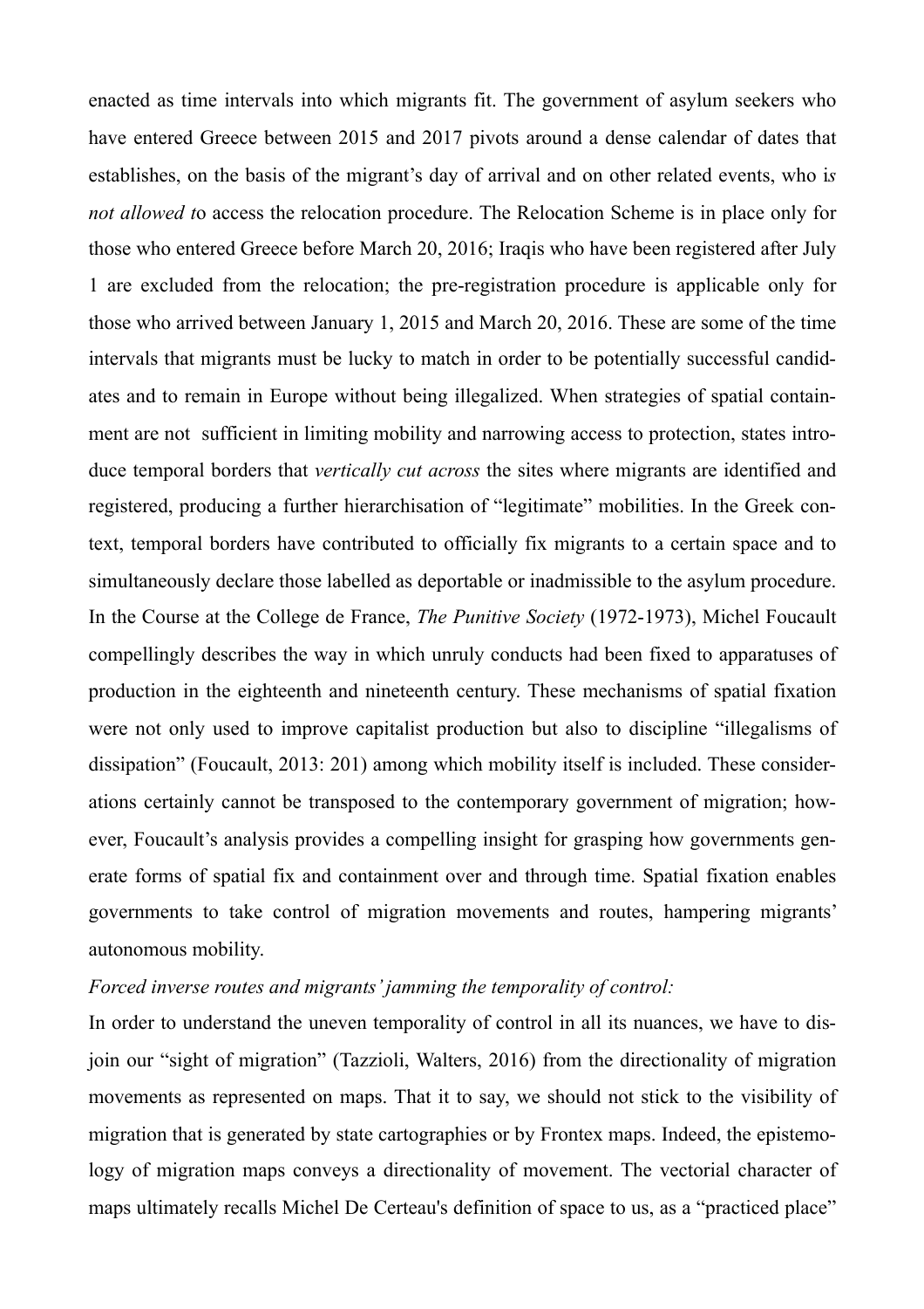enacted as time intervals into which migrants fit. The government of asylum seekers who have entered Greece between 2015 and 2017 pivots around a dense calendar of dates that establishes, on the basis of the migrant's day of arrival and on other related events, who i*s not allowed t*o access the relocation procedure. The Relocation Scheme is in place only for those who entered Greece before March 20, 2016; Iraqis who have been registered after July 1 are excluded from the relocation; the pre-registration procedure is applicable only for those who arrived between January 1, 2015 and March 20, 2016. These are some of the time intervals that migrants must be lucky to match in order to be potentially successful candidates and to remain in Europe without being illegalized. When strategies of spatial containment are not sufficient in limiting mobility and narrowing access to protection, states introduce temporal borders that *vertically cut across* the sites where migrants are identified and registered, producing a further hierarchisation of "legitimate" mobilities. In the Greek context, temporal borders have contributed to officially fix migrants to a certain space and to simultaneously declare those labelled as deportable or inadmissible to the asylum procedure. In the Course at the College de France, *The Punitive Society* (1972-1973), Michel Foucault compellingly describes the way in which unruly conducts had been fixed to apparatuses of production in the eighteenth and nineteenth century. These mechanisms of spatial fixation were not only used to improve capitalist production but also to discipline "illegalisms of dissipation" (Foucault, 2013: 201) among which mobility itself is included. These considerations certainly cannot be transposed to the contemporary government of migration; however, Foucault's analysis provides a compelling insight for grasping how governments generate forms of spatial fix and containment over and through time. Spatial fixation enables governments to take control of migration movements and routes, hampering migrants' autonomous mobility.

*Forced inverse routes and migrants' jamming the temporality of control:*

In order to understand the uneven temporality of control in all its nuances, we have to disjoin our "sight of migration" (Tazzioli, Walters, 2016) from the directionality of migration movements as represented on maps. That it to say, we should not stick to the visibility of migration that is generated by state cartographies or by Frontex maps. Indeed, the epistemology of migration maps conveys a directionality of movement. The vectorial character of maps ultimately recalls Michel De Certeau's definition of space to us, as a "practiced place"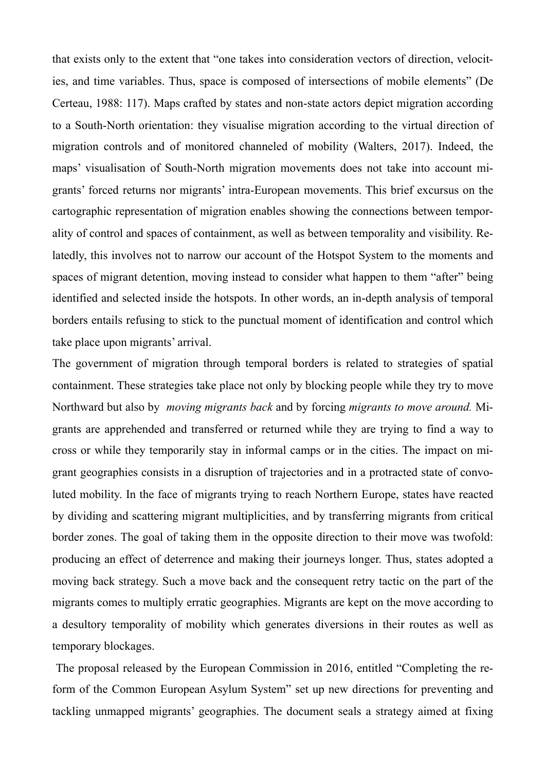that exists only to the extent that "one takes into consideration vectors of direction, velocities, and time variables. Thus, space is composed of intersections of mobile elements" (De Certeau, 1988: 117). Maps crafted by states and non-state actors depict migration according to a South-North orientation: they visualise migration according to the virtual direction of migration controls and of monitored channeled of mobility (Walters, 2017). Indeed, the maps' visualisation of South-North migration movements does not take into account migrants' forced returns nor migrants' intra-European movements. This brief excursus on the cartographic representation of migration enables showing the connections between temporality of control and spaces of containment, as well as between temporality and visibility. Relatedly, this involves not to narrow our account of the Hotspot System to the moments and spaces of migrant detention, moving instead to consider what happen to them "after" being identified and selected inside the hotspots. In other words, an in-depth analysis of temporal borders entails refusing to stick to the punctual moment of identification and control which take place upon migrants' arrival.

The government of migration through temporal borders is related to strategies of spatial containment. These strategies take place not only by blocking people while they try to move Northward but also by *moving migrants back* and by forcing *migrants to move around.* Migrants are apprehended and transferred or returned while they are trying to find a way to cross or while they temporarily stay in informal camps or in the cities. The impact on migrant geographies consists in a disruption of trajectories and in a protracted state of convoluted mobility. In the face of migrants trying to reach Northern Europe, states have reacted by dividing and scattering migrant multiplicities, and by transferring migrants from critical border zones. The goal of taking them in the opposite direction to their move was twofold: producing an effect of deterrence and making their journeys longer. Thus, states adopted a moving back strategy. Such a move back and the consequent retry tactic on the part of the migrants comes to multiply erratic geographies. Migrants are kept on the move according to a desultory temporality of mobility which generates diversions in their routes as well as temporary blockages.

The proposal released by the European Commission in 2016, entitled "Completing the reform of the Common European Asylum System" set up new directions for preventing and tackling unmapped migrants' geographies. The document seals a strategy aimed at fixing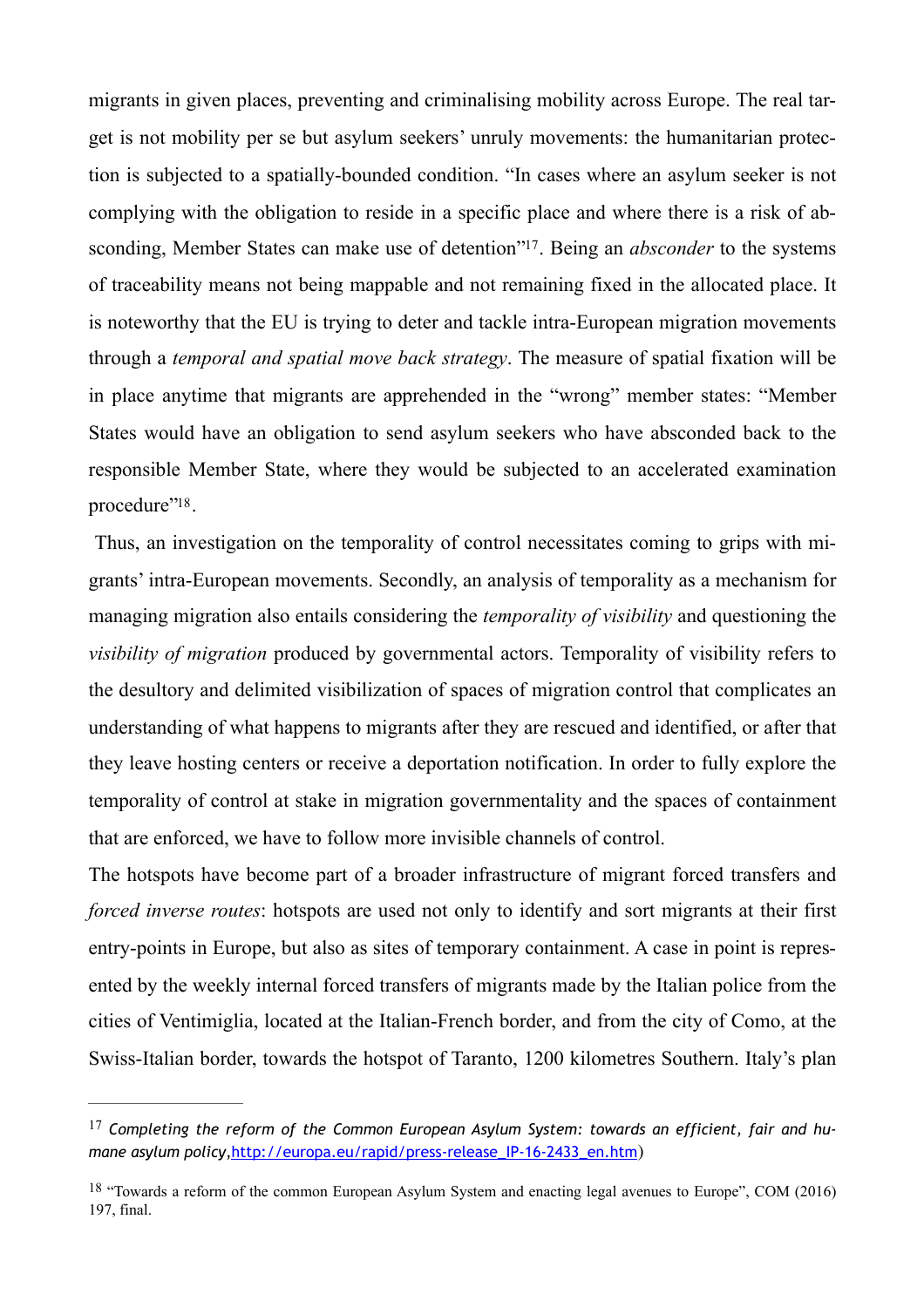migrants in given places, preventing and criminalising mobility across Europe. The real target is not mobility per se but asylum seekers' unruly movements: the humanitarian protection is subjected to a spatially-bounded condition. "In cases where an asylum seeker is not complying with the obligation to reside in a specific place and where there is a risk of absconding, Member States can make use of detention"[17]. Being an *absconder* to the systems of traceability means not being mappable and not remaining fixed in the allocated place. It is noteworthy that the EU is trying to deter and tackle intra-European migration movements through a *temporal and spatial move back strategy*. The measure of spatial fixation will be in place anytime that migrants are apprehended in the "wrong" member states: "Member States would have an obligation to send asylum seekers who have absconded back to the responsible Member State, where they would be subjected to an accelerated examination procedure"[18].

Thus, an investigation on the temporality of control necessitates coming to grips with migrants' intra-European movements. Secondly, an analysis of temporality as a mechanism for managing migration also entails considering the *temporality of visibility* and questioning the *visibility of migration* produced by governmental actors. Temporality of visibility refers to the desultory and delimited visibilization of spaces of migration control that complicates an understanding of what happens to migrants after they are rescued and identified, or after that they leave hosting centers or receive a deportation notification. In order to fully explore the temporality of control at stake in migration governmentality and the spaces of containment that are enforced, we have to follow more invisible channels of control.

The hotspots have become part of a broader infrastructure of migrant forced transfers and *forced inverse routes*: hotspots are used not only to identify and sort migrants at their first entry-points in Europe, but also as sites of temporary containment. A case in point is represented by the weekly internal forced transfers of migrants made by the Italian police from the cities of Ventimiglia, located at the Italian-French border, and from the city of Como, at the Swiss-Italian border, towards the hotspot of Taranto, 1200 kilometres Southern. Italy's plan

---

[17] *Completing the reform of the Common European Asylum System: towards an efficient, fair and humane asylum policy*,http://europa.eu/rapid/press-release_IP-16-2433_en.htm)

[18] "Towards a reform of the common European Asylum System and enacting legal avenues to Europe", COM (2016) 197, final.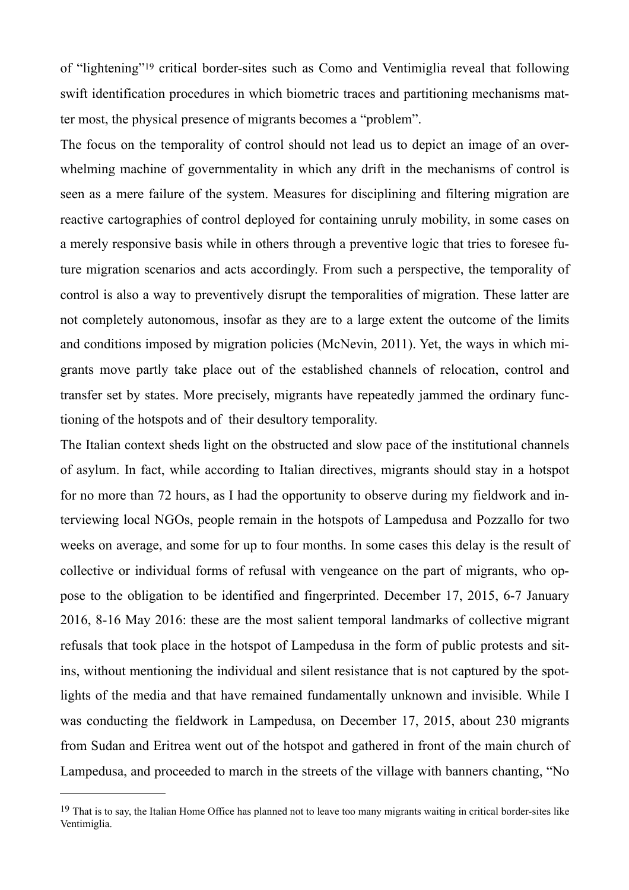of "lightening"[19] critical border-sites such as Como and Ventimiglia reveal that following swift identification procedures in which biometric traces and partitioning mechanisms matter most, the physical presence of migrants becomes a "problem".

The focus on the temporality of control should not lead us to depict an image of an overwhelming machine of governmentality in which any drift in the mechanisms of control is seen as a mere failure of the system. Measures for disciplining and filtering migration are reactive cartographies of control deployed for containing unruly mobility, in some cases on a merely responsive basis while in others through a preventive logic that tries to foresee future migration scenarios and acts accordingly. From such a perspective, the temporality of control is also a way to preventively disrupt the temporalities of migration. These latter are not completely autonomous, insofar as they are to a large extent the outcome of the limits and conditions imposed by migration policies (McNevin, 2011). Yet, the ways in which migrants move partly take place out of the established channels of relocation, control and transfer set by states. More precisely, migrants have repeatedly jammed the ordinary functioning of the hotspots and of their desultory temporality.

The Italian context sheds light on the obstructed and slow pace of the institutional channels of asylum. In fact, while according to Italian directives, migrants should stay in a hotspot for no more than 72 hours, as I had the opportunity to observe during my fieldwork and interviewing local NGOs, people remain in the hotspots of Lampedusa and Pozzallo for two weeks on average, and some for up to four months. In some cases this delay is the result of collective or individual forms of refusal with vengeance on the part of migrants, who oppose to the obligation to be identified and fingerprinted. December 17, 2015, 6-7 January 2016, 8-16 May 2016: these are the most salient temporal landmarks of collective migrant refusals that took place in the hotspot of Lampedusa in the form of public protests and sit-ins, without mentioning the individual and silent resistance that is not captured by the spotlights of the media and that have remained fundamentally unknown and invisible. While I was conducting the fieldwork in Lampedusa, on December 17, 2015, about 230 migrants from Sudan and Eritrea went out of the hotspot and gathered in front of the main church of Lampedusa, and proceeded to march in the streets of the village with banners chanting, "No

---

[19] That is to say, the Italian Home Office has planned not to leave too many migrants waiting in critical border-sites like Ventimiglia.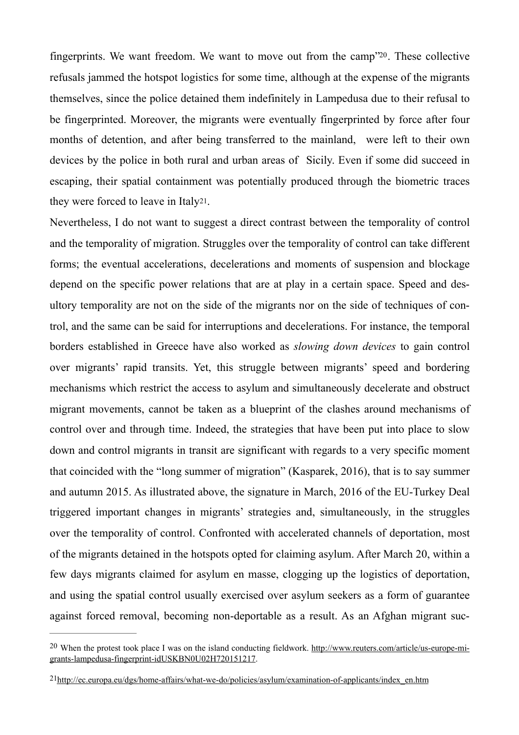fingerprints. We want freedom. We want to move out from the camp"[20]. These collective refusals jammed the hotspot logistics for some time, although at the expense of the migrants themselves, since the police detained them indefinitely in Lampedusa due to their refusal to be fingerprinted. Moreover, the migrants were eventually fingerprinted by force after four months of detention, and after being transferred to the mainland, were left to their own devices by the police in both rural and urban areas of Sicily. Even if some did succeed in escaping, their spatial containment was potentially produced through the biometric traces they were forced to leave in Italy[21].

Nevertheless, I do not want to suggest a direct contrast between the temporality of control and the temporality of migration. Struggles over the temporality of control can take different forms; the eventual accelerations, decelerations and moments of suspension and blockage depend on the specific power relations that are at play in a certain space. Speed and desultory temporality are not on the side of the migrants nor on the side of techniques of control, and the same can be said for interruptions and decelerations. For instance, the temporal borders established in Greece have also worked as *slowing down devices* to gain control over migrants' rapid transits. Yet, this struggle between migrants' speed and bordering mechanisms which restrict the access to asylum and simultaneously decelerate and obstruct migrant movements, cannot be taken as a blueprint of the clashes around mechanisms of control over and through time. Indeed, the strategies that have been put into place to slow down and control migrants in transit are significant with regards to a very specific moment that coincided with the "long summer of migration" (Kasparek, 2016), that is to say summer and autumn 2015. As illustrated above, the signature in March, 2016 of the EU-Turkey Deal triggered important changes in migrants' strategies and, simultaneously, in the struggles over the temporality of control. Confronted with accelerated channels of deportation, most of the migrants detained in the hotspots opted for claiming asylum. After March 20, within a few days migrants claimed for asylum en masse, clogging up the logistics of deportation, and using the spatial control usually exercised over asylum seekers as a form of guarantee against forced removal, becoming non-deportable as a result. As an Afghan migrant suc-

---

[20] When the protest took place I was on the island conducting fieldwork. http://www.reuters.com/article/us-europe-migrants-lampedusa-fingerprint-idUSKBN0U02H720151217.

[21] http://ec.europa.eu/dgs/home-affairs/what-we-do/policies/asylum/examination-of-applicants/index_en.htm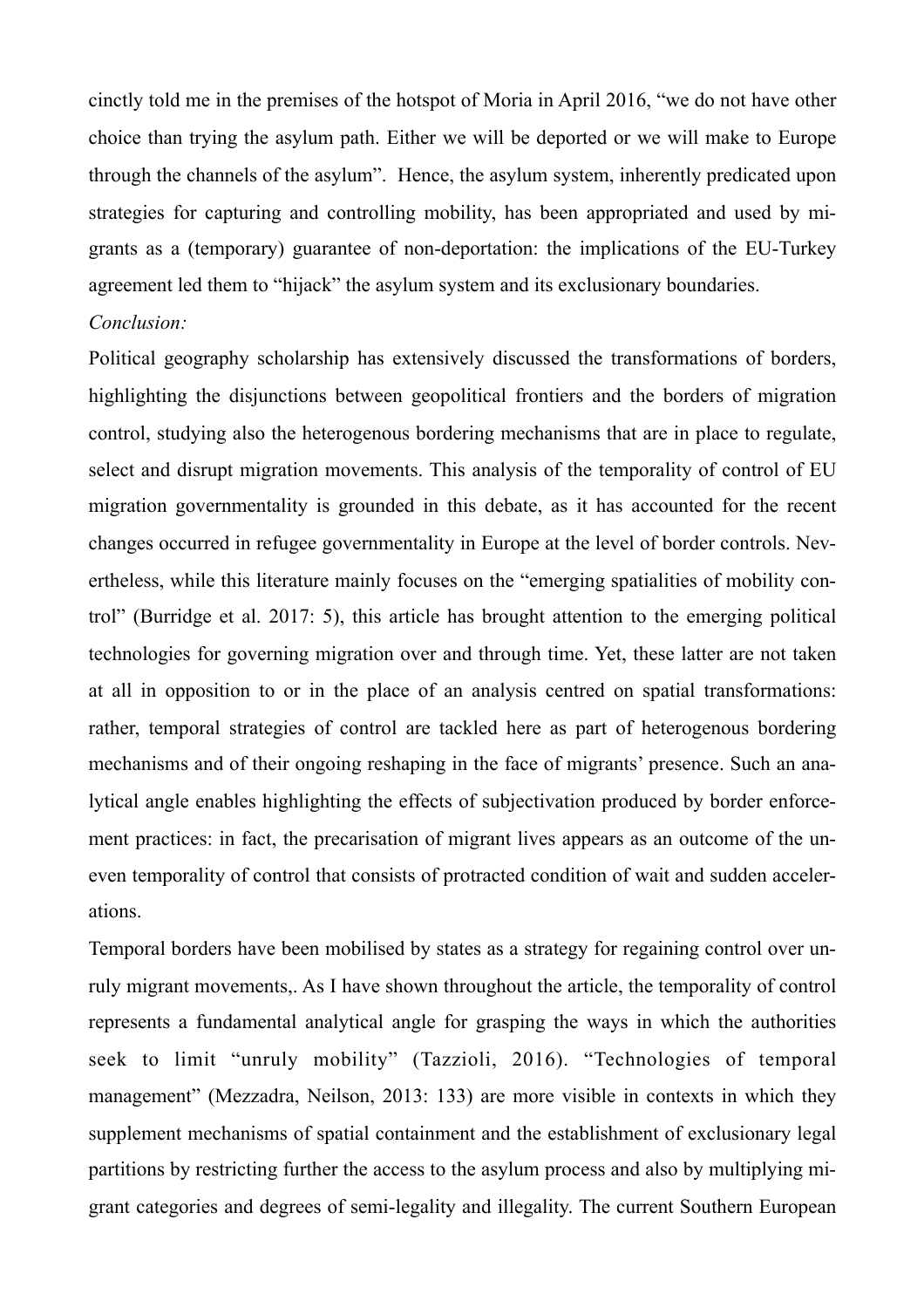cinctly told me in the premises of the hotspot of Moria in April 2016, "we do not have other choice than trying the asylum path. Either we will be deported or we will make to Europe through the channels of the asylum". Hence, the asylum system, inherently predicated upon strategies for capturing and controlling mobility, has been appropriated and used by migrants as a (temporary) guarantee of non-deportation: the implications of the EU-Turkey agreement led them to "hijack" the asylum system and its exclusionary boundaries.

*Conclusion:*

Political geography scholarship has extensively discussed the transformations of borders, highlighting the disjunctions between geopolitical frontiers and the borders of migration control, studying also the heterogenous bordering mechanisms that are in place to regulate, select and disrupt migration movements. This analysis of the temporality of control of EU migration governmentality is grounded in this debate, as it has accounted for the recent changes occurred in refugee governmentality in Europe at the level of border controls. Nevertheless, while this literature mainly focuses on the "emerging spatialities of mobility control" (Burridge et al. 2017: 5), this article has brought attention to the emerging political technologies for governing migration over and through time. Yet, these latter are not taken at all in opposition to or in the place of an analysis centred on spatial transformations: rather, temporal strategies of control are tackled here as part of heterogenous bordering mechanisms and of their ongoing reshaping in the face of migrants' presence. Such an analytical angle enables highlighting the effects of subjectivation produced by border enforcement practices: in fact, the precarisation of migrant lives appears as an outcome of the uneven temporality of control that consists of protracted condition of wait and sudden accelerations.

Temporal borders have been mobilised by states as a strategy for regaining control over unruly migrant movements,. As I have shown throughout the article, the temporality of control represents a fundamental analytical angle for grasping the ways in which the authorities seek to limit "unruly mobility" (Tazzioli, 2016). "Technologies of temporal management" (Mezzadra, Neilson, 2013: 133) are more visible in contexts in which they supplement mechanisms of spatial containment and the establishment of exclusionary legal partitions by restricting further the access to the asylum process and also by multiplying migrant categories and degrees of semi-legality and illegality. The current Southern European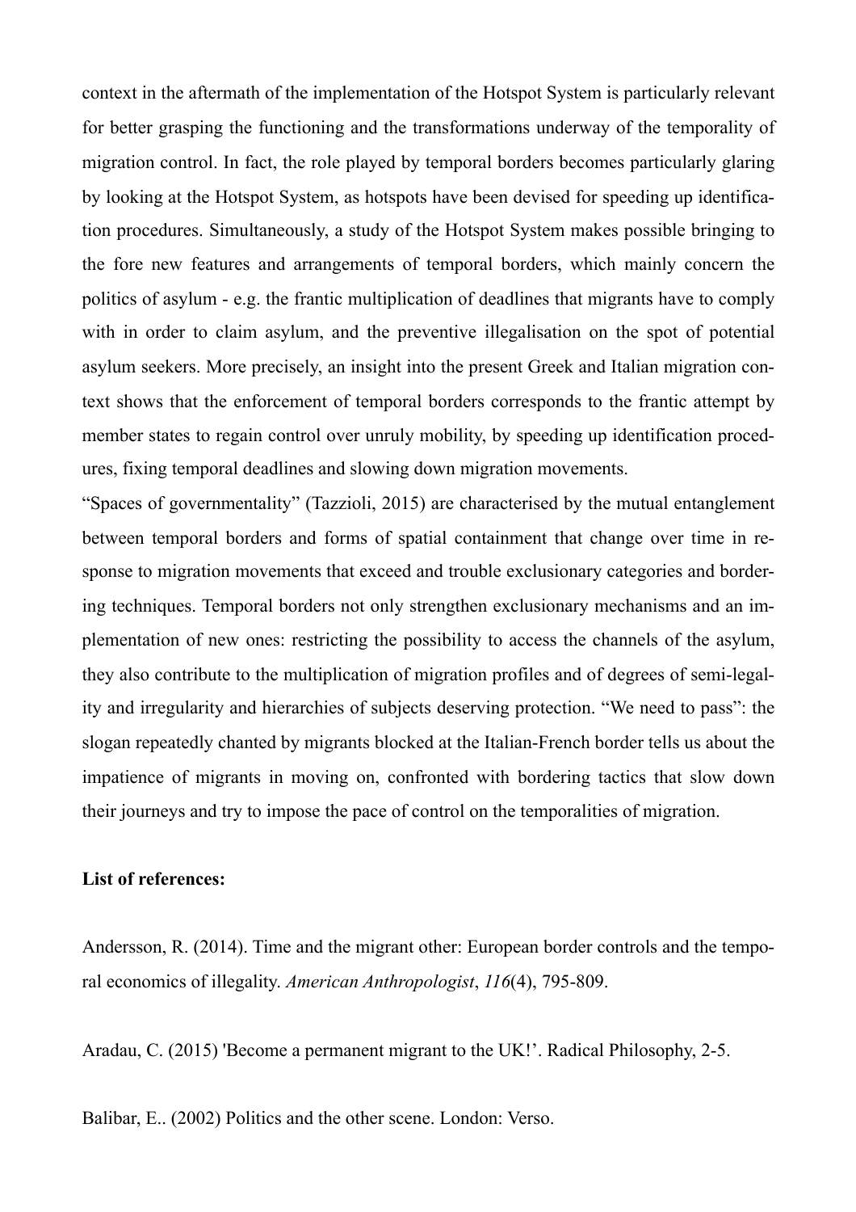context in the aftermath of the implementation of the Hotspot System is particularly relevant for better grasping the functioning and the transformations underway of the temporality of migration control. In fact, the role played by temporal borders becomes particularly glaring by looking at the Hotspot System, as hotspots have been devised for speeding up identification procedures. Simultaneously, a study of the Hotspot System makes possible bringing to the fore new features and arrangements of temporal borders, which mainly concern the politics of asylum - e.g. the frantic multiplication of deadlines that migrants have to comply with in order to claim asylum, and the preventive illegalisation on the spot of potential asylum seekers. More precisely, an insight into the present Greek and Italian migration context shows that the enforcement of temporal borders corresponds to the frantic attempt by member states to regain control over unruly mobility, by speeding up identification procedures, fixing temporal deadlines and slowing down migration movements.

"Spaces of governmentality" (Tazzioli, 2015) are characterised by the mutual entanglement between temporal borders and forms of spatial containment that change over time in response to migration movements that exceed and trouble exclusionary categories and bordering techniques. Temporal borders not only strengthen exclusionary mechanisms and an implementation of new ones: restricting the possibility to access the channels of the asylum, they also contribute to the multiplication of migration profiles and of degrees of semi-legality and irregularity and hierarchies of subjects deserving protection. "We need to pass": the slogan repeatedly chanted by migrants blocked at the Italian-French border tells us about the impatience of migrants in moving on, confronted with bordering tactics that slow down their journeys and try to impose the pace of control on the temporalities of migration.

**List of references:**

Andersson, R. (2014). Time and the migrant other: European border controls and the temporal economics of illegality. *American Anthropologist*, *116*(4), 795-809.

Aradau, C. (2015) 'Become a permanent migrant to the UK!'. Radical Philosophy, 2-5.

Balibar, E.. (2002) Politics and the other scene. London: Verso.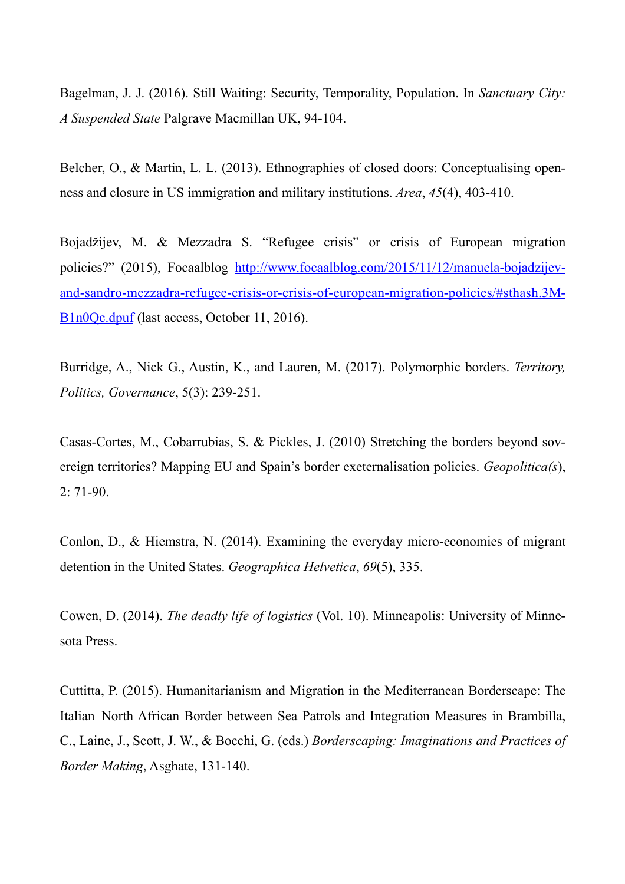Bagelman, J. J. (2016). Still Waiting: Security, Temporality, Population. In *Sanctuary City: A Suspended State* Palgrave Macmillan UK, 94-104.

Belcher, O., & Martin, L. L. (2013). Ethnographies of closed doors: Conceptualising openness and closure in US immigration and military institutions. *Area*, *45*(4), 403-410.

Bojadžijev, M. & Mezzadra S. "Refugee crisis" or crisis of European migration policies?" (2015), Focaalblog [http://www.focaalblog.com/2015/11/12/manuela-bojadzijev-and-sandro-mezzadra-refugee-crisis-or-crisis-of-european-migration-policies/#sthash.3M-B1n0Qc.dpuf](http://www.focaalblog.com/2015/11/12/manuela-bojadzijev-and-sandro-mezzadra-refugee-crisis-or-crisis-of-european-migration-policies/#sthash.3M-B1n0Qc.dpuf) (last access, October 11, 2016).

Burridge, A., Nick G., Austin, K., and Lauren, M. (2017). Polymorphic borders. *Territory, Politics, Governance*, 5(3): 239-251.

Casas-Cortes, M., Cobarrubias, S. & Pickles, J. (2010) Stretching the borders beyond sovereign territories? Mapping EU and Spain's border exeternalisation policies. *Geopolitica(s*), 2: 71-90.

Conlon, D., & Hiemstra, N. (2014). Examining the everyday micro-economies of migrant detention in the United States. *Geographica Helvetica*, *69*(5), 335.

Cowen, D. (2014). *The deadly life of logistics* (Vol. 10). Minneapolis: University of Minnesota Press.

Cuttitta, P. (2015). Humanitarianism and Migration in the Mediterranean Borderscape: The Italian–North African Border between Sea Patrols and Integration Measures in Brambilla, C., Laine, J., Scott, J. W., & Bocchi, G. (eds.) *Borderscaping: Imaginations and Practices of Border Making*, Asghate, 131-140.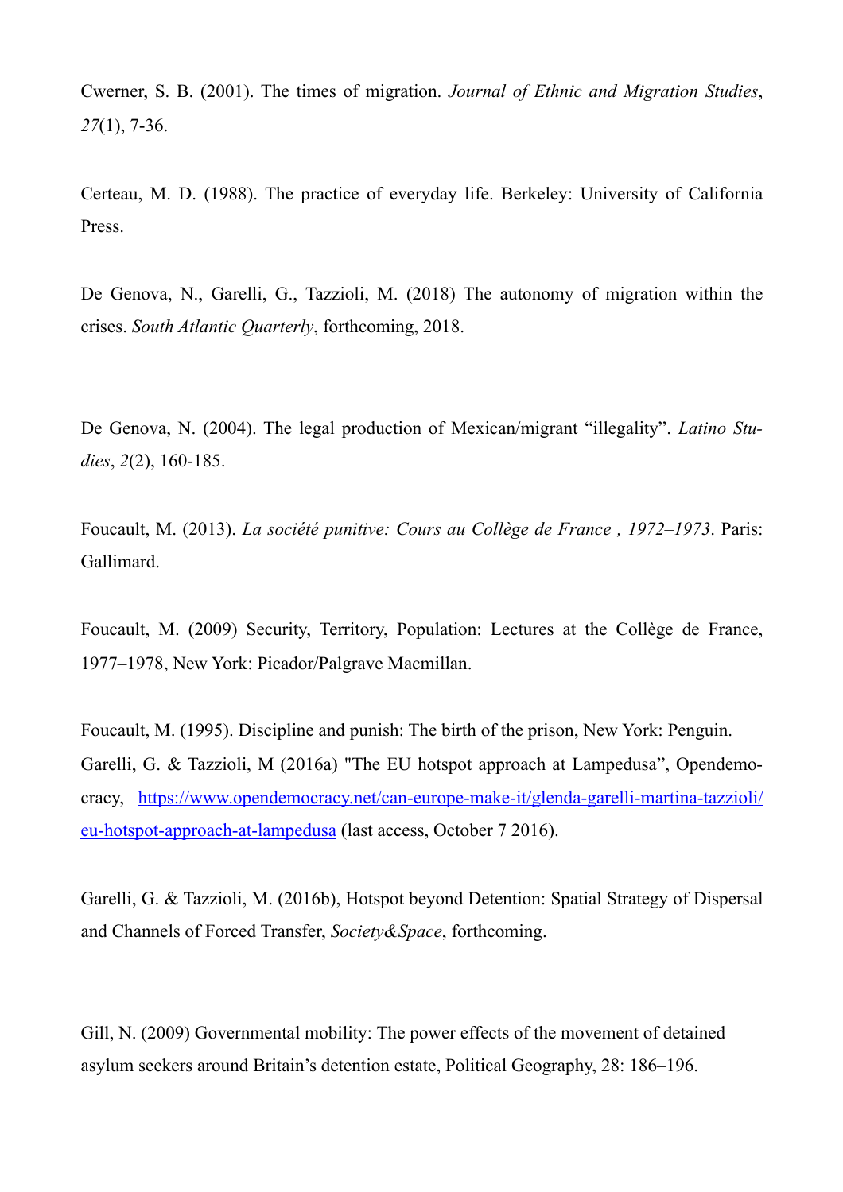Cwerner, S. B. (2001). The times of migration. *Journal of Ethnic and Migration Studies*, *27*(1), 7-36.

Certeau, M. D. (1988). The practice of everyday life. Berkeley: University of California Press.

De Genova, N., Garelli, G., Tazzioli, M. (2018) The autonomy of migration within the crises. *South Atlantic Quarterly*, forthcoming, 2018.

De Genova, N. (2004). The legal production of Mexican/migrant "illegality". *Latino Studies*, *2*(2), 160-185.

Foucault, M. (2013). *La société punitive: Cours au Collège de France , 1972–1973*. Paris: Gallimard.

Foucault, M. (2009) Security, Territory, Population: Lectures at the Collège de France, 1977–1978, New York: Picador/Palgrave Macmillan.

Foucault, M. (1995). Discipline and punish: The birth of the prison, New York: Penguin.

Garelli, G. & Tazzioli, M (2016a) "The EU hotspot approach at Lampedusa", Opendemocracy, [https://www.opendemocracy.net/can-europe-make-it/glenda-garelli-martina-tazzioli/eu-hotspot-approach-at-lampedusa](https://www.opendemocracy.net/can-europe-make-it/glenda-garelli-martina-tazzioli/eu-hotspot-approach-at-lampedusa) (last access, October 7 2016).

Garelli, G. & Tazzioli, M. (2016b), Hotspot beyond Detention: Spatial Strategy of Dispersal and Channels of Forced Transfer, *Society&Space*, forthcoming.

Gill, N. (2009) Governmental mobility: The power effects of the movement of detained asylum seekers around Britain's detention estate, Political Geography, 28: 186–196.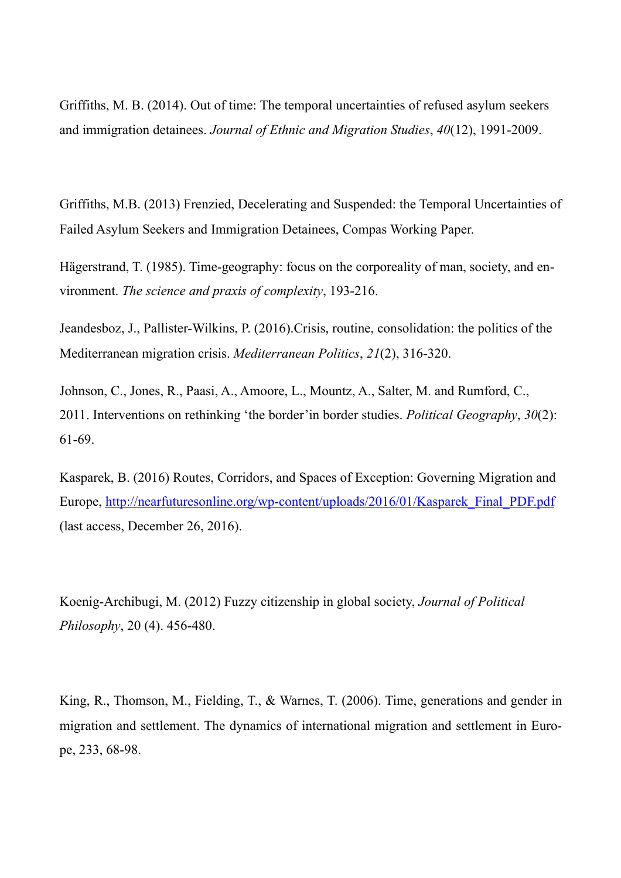Griffiths, M. B. (2014). Out of time: The temporal uncertainties of refused asylum seekers and immigration detainees. *Journal of Ethnic and Migration Studies*, *40*(12), 1991-2009.

Griffiths, M.B. (2013) Frenzied, Decelerating and Suspended: the Temporal Uncertainties of Failed Asylum Seekers and Immigration Detainees, Compas Working Paper.

Hägerstrand, T. (1985). Time-geography: focus on the corporeality of man, society, and environment. *The science and praxis of complexity*, 193-216.

Jeandesboz, J., Pallister-Wilkins, P. (2016).Crisis, routine, consolidation: the politics of the Mediterranean migration crisis. *Mediterranean Politics*, *21*(2), 316-320.

Johnson, C., Jones, R., Paasi, A., Amoore, L., Mountz, A., Salter, M. and Rumford, C., 2011. Interventions on rethinking 'the border'in border studies. *Political Geography*, *30*(2): 61-69.

Kasparek, B. (2016) Routes, Corridors, and Spaces of Exception: Governing Migration and Europe, http://nearfuturesonline.org/wp-content/uploads/2016/01/Kasparek_Final_PDF.pdf (last access, December 26, 2016).

Koenig-Archibugi, M. (2012) Fuzzy citizenship in global society, *Journal of Political Philosophy*, 20 (4). 456-480.

King, R., Thomson, M., Fielding, T., & Warnes, T. (2006). Time, generations and gender in migration and settlement. The dynamics of international migration and settlement in Europe, 233, 68-98.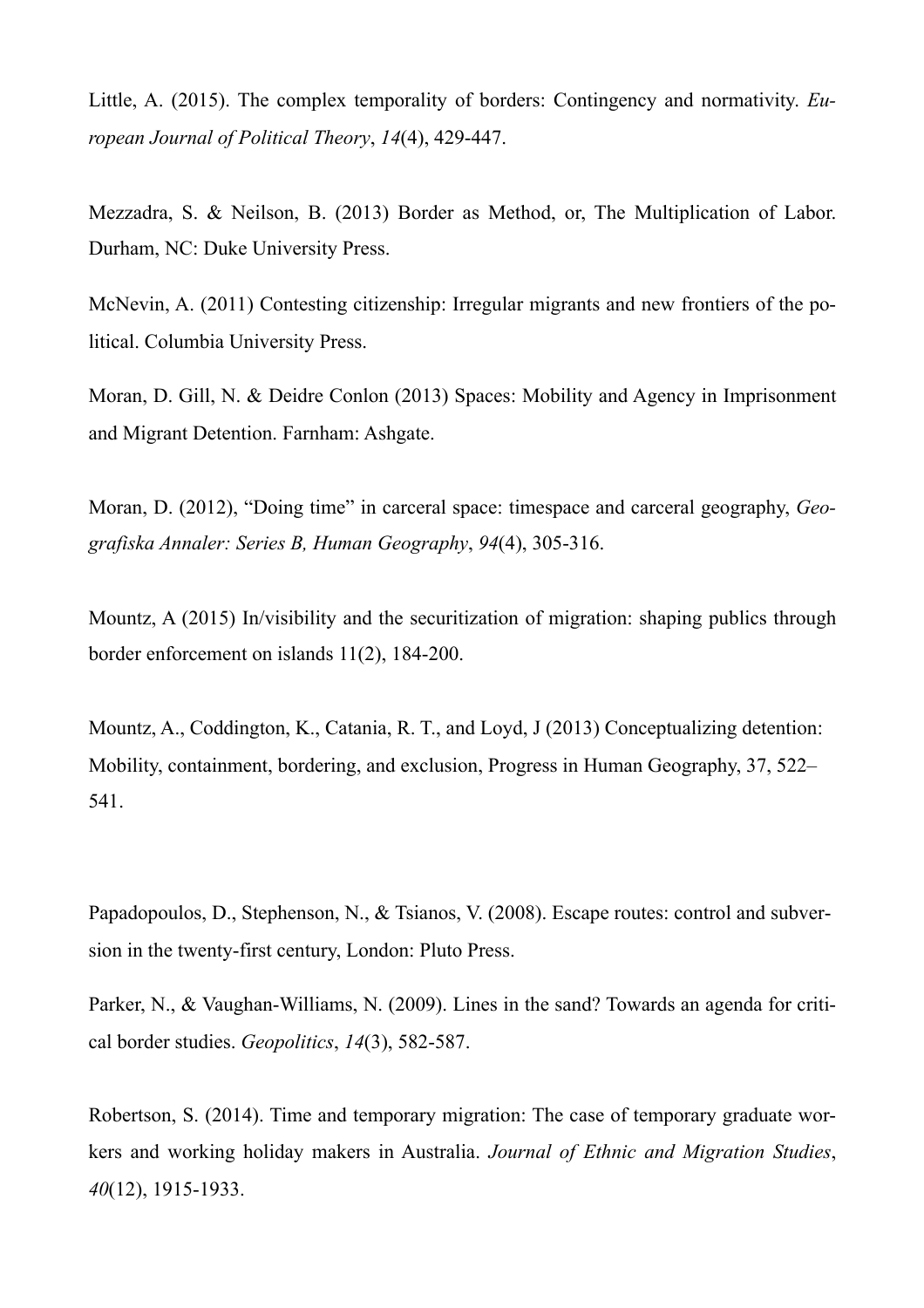Little, A. (2015). The complex temporality of borders: Contingency and normativity. *European Journal of Political Theory*, *14*(4), 429-447.

Mezzadra, S. & Neilson, B. (2013) Border as Method, or, The Multiplication of Labor. Durham, NC: Duke University Press.

McNevin, A. (2011) Contesting citizenship: Irregular migrants and new frontiers of the political. Columbia University Press.

Moran, D. Gill, N. & Deidre Conlon (2013) Spaces: Mobility and Agency in Imprisonment and Migrant Detention. Farnham: Ashgate.

Moran, D. (2012), "Doing time" in carceral space: timespace and carceral geography, *Geografiska Annaler: Series B, Human Geography*, *94*(4), 305-316.

Mountz, A (2015) In/visibility and the securitization of migration: shaping publics through border enforcement on islands 11(2), 184-200.

Mountz, A., Coddington, K., Catania, R. T., and Loyd, J (2013) Conceptualizing detention: Mobility, containment, bordering, and exclusion, Progress in Human Geography, 37, 522–541.

Papadopoulos, D., Stephenson, N., & Tsianos, V. (2008). Escape routes: control and subversion in the twenty-first century, London: Pluto Press.

Parker, N., & Vaughan-Williams, N. (2009). Lines in the sand? Towards an agenda for critical border studies. *Geopolitics*, *14*(3), 582-587.

Robertson, S. (2014). Time and temporary migration: The case of temporary graduate workers and working holiday makers in Australia. *Journal of Ethnic and Migration Studies*, *40*(12), 1915-1933.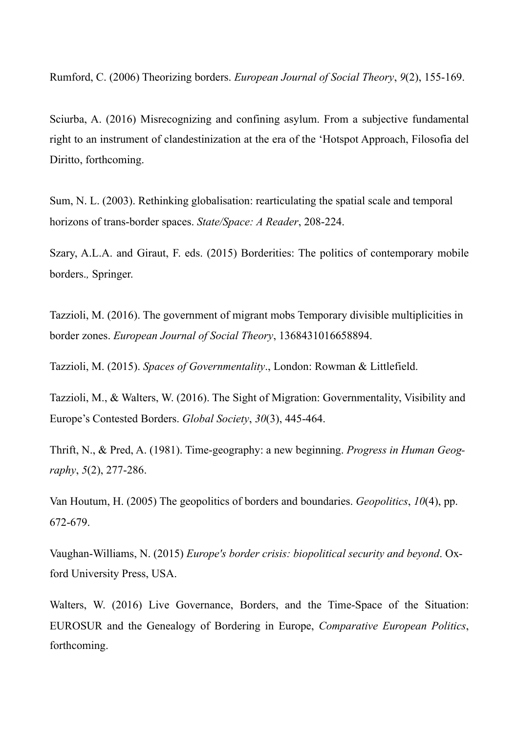Rumford, C. (2006) Theorizing borders. *European Journal of Social Theory*, *9*(2), 155-169.

Sciurba, A. (2016) Misrecognizing and confining asylum. From a subjective fundamental right to an instrument of clandestinization at the era of the 'Hotspot Approach, Filosofia del Diritto, forthcoming.

Sum, N. L. (2003). Rethinking globalisation: rearticulating the spatial scale and temporal horizons of trans-border spaces. *State/Space: A Reader*, 208-224.

Szary, A.L.A. and Giraut, F. eds. (2015) Borderities: The politics of contemporary mobile borders*.,* Springer.

Tazzioli, M. (2016). The government of migrant mobs Temporary divisible multiplicities in border zones. *European Journal of Social Theory*, 1368431016658894.

Tazzioli, M. (2015). *Spaces of Governmentality*., London: Rowman & Littlefield.

Tazzioli, M., & Walters, W. (2016). The Sight of Migration: Governmentality, Visibility and Europe's Contested Borders. *Global Society*, *30*(3), 445-464.

Thrift, N., & Pred, A. (1981). Time-geography: a new beginning. *Progress in Human Geography*, *5*(2), 277-286.

Van Houtum, H. (2005) The geopolitics of borders and boundaries. *Geopolitics*, *10*(4), pp. 672-679.

Vaughan-Williams, N. (2015) *Europe's border crisis: biopolitical security and beyond*. Oxford University Press, USA.

Walters, W. (2016) Live Governance, Borders, and the Time-Space of the Situation: EUROSUR and the Genealogy of Bordering in Europe, *Comparative European Politics*, forthcoming.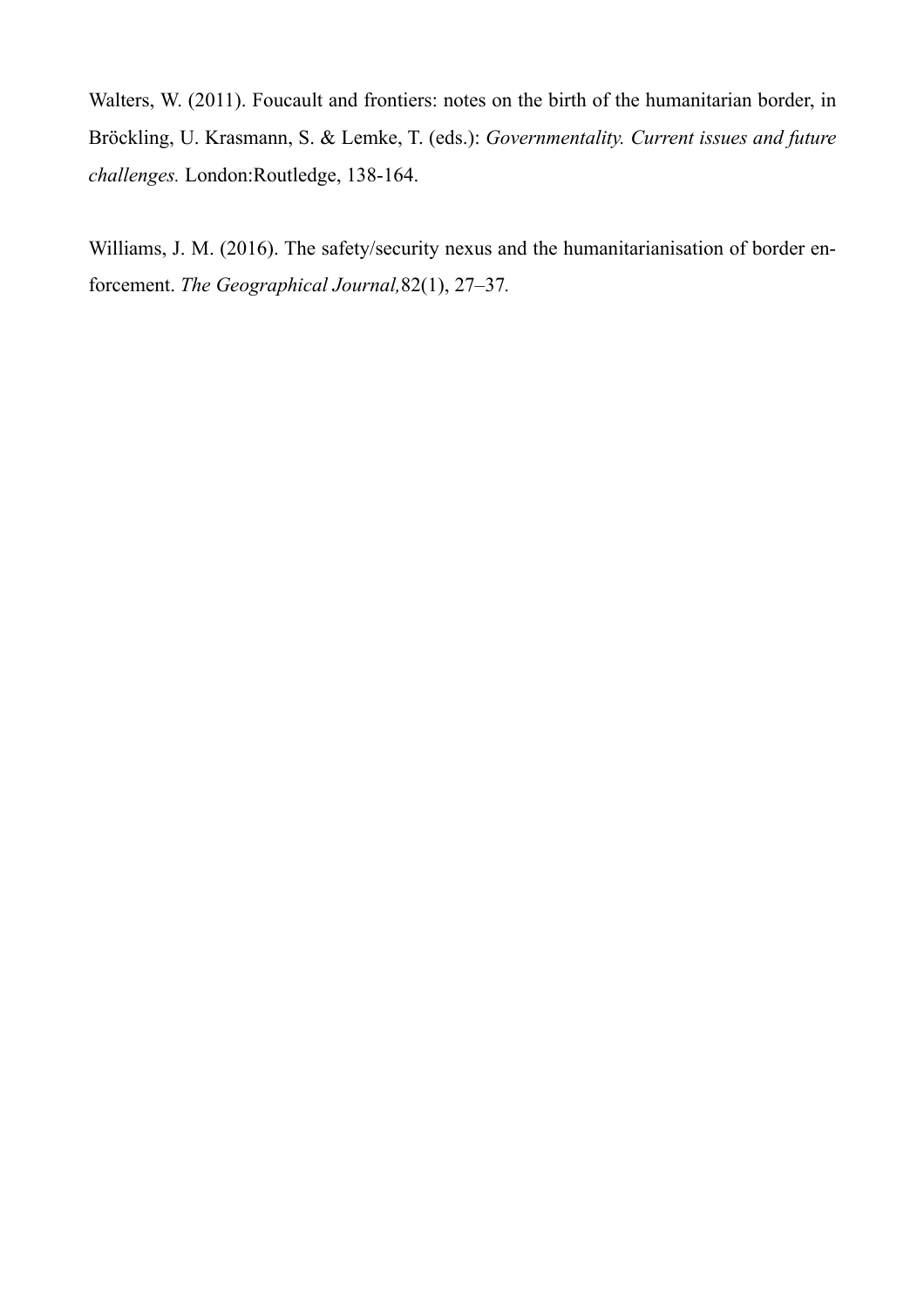Walters, W. (2011). Foucault and frontiers: notes on the birth of the humanitarian border, in Bröckling, U. Krasmann, S. & Lemke, T. (eds.): *Governmentality. Current issues and future challenges.* London:Routledge, 138-164.

Williams, J. M. (2016). The safety/security nexus and the humanitarianisation of border enforcement. *The Geographical Journal,*82(1), 27–37.